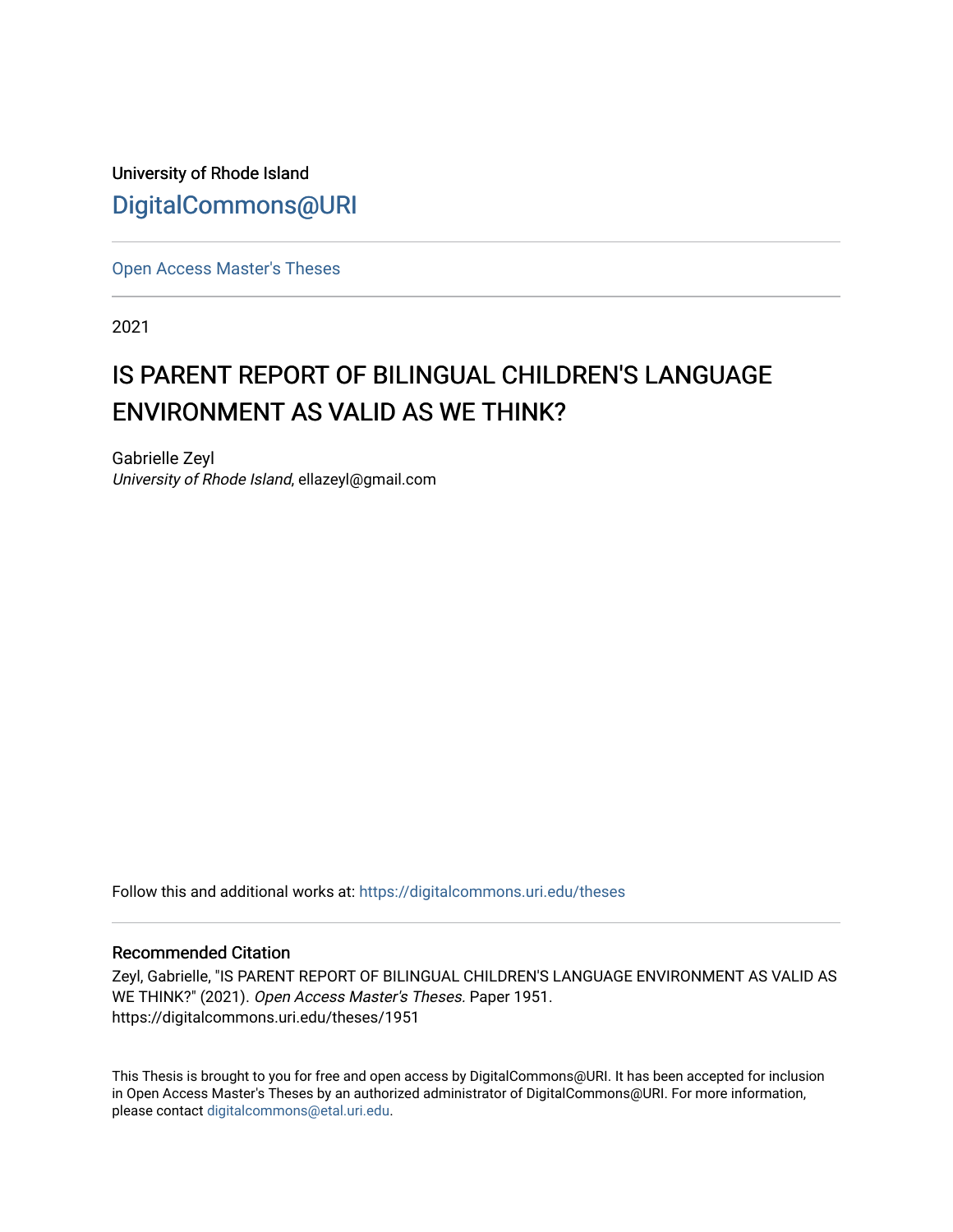University of Rhode Island

DigitalCommons@URI

Open Access Master's Theses

2021

# IS PARENT REPORT OF BILINGUAL CHILDREN'S LANGUAGE ENVIRONMENT AS VALID AS WE THINK?

Gabrielle Zeyl
*University of Rhode Island*, ellazeyl@gmail.com

Follow this and additional works at: https://digitalcommons.uri.edu/theses

## Recommended Citation

Zeyl, Gabrielle, "IS PARENT REPORT OF BILINGUAL CHILDREN'S LANGUAGE ENVIRONMENT AS VALID AS WE THINK?" (2021). *Open Access Master's Theses.* Paper 1951.
https://digitalcommons.uri.edu/theses/1951

This Thesis is brought to you for free and open access by DigitalCommons@URI. It has been accepted for inclusion in Open Access Master's Theses by an authorized administrator of DigitalCommons@URI. For more information, please contact digitalcommons@etal.uri.edu.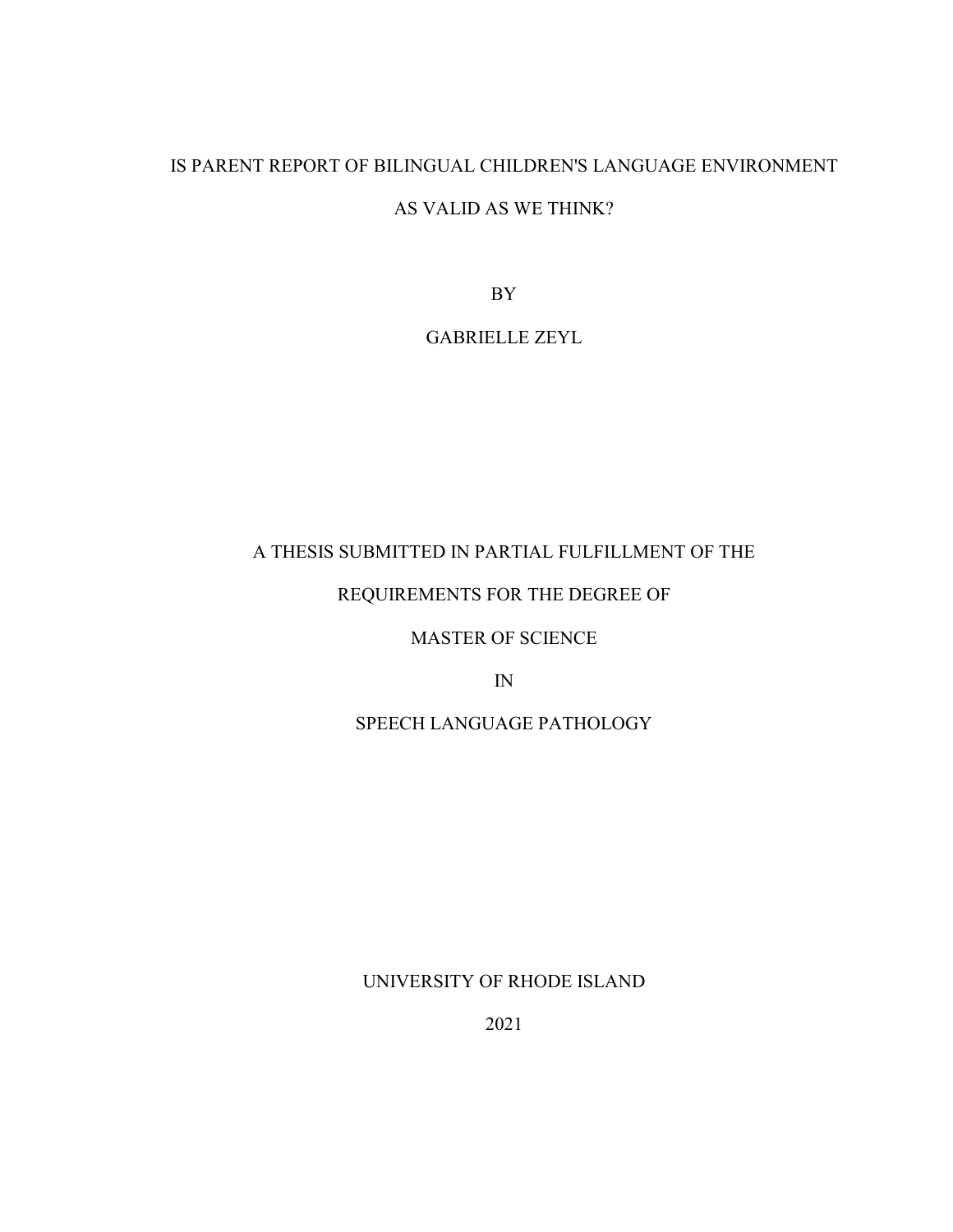# IS PARENT REPORT OF BILINGUAL CHILDREN'S LANGUAGE ENVIRONMENT AS VALID AS WE THINK?

BY

GABRIELLE ZEYL

A THESIS SUBMITTED IN PARTIAL FULFILLMENT OF THE

REQUIREMENTS FOR THE DEGREE OF

MASTER OF SCIENCE

IN

SPEECH LANGUAGE PATHOLOGY

UNIVERSITY OF RHODE ISLAND

2021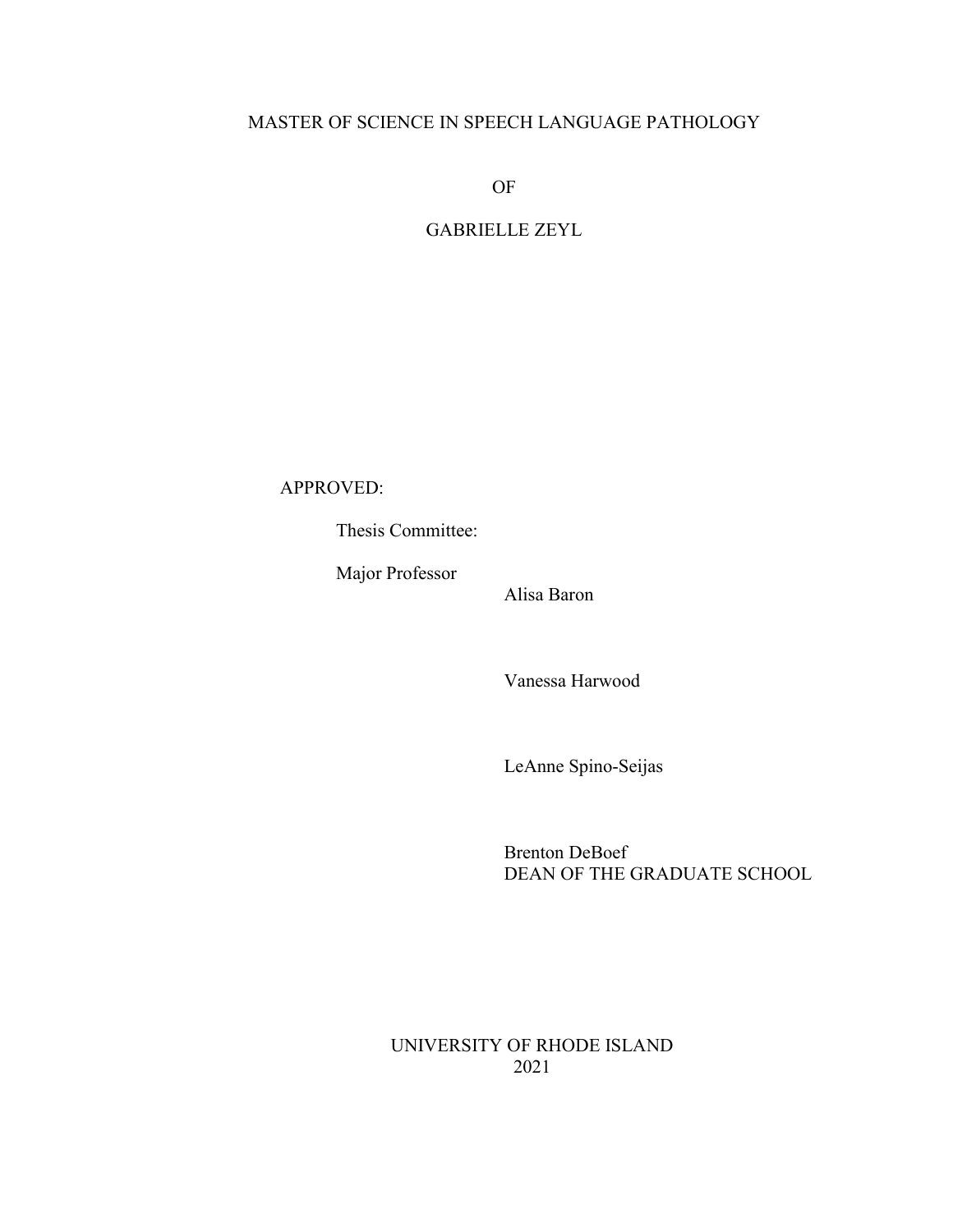MASTER OF SCIENCE IN SPEECH LANGUAGE PATHOLOGY

OF

GABRIELLE ZEYL

APPROVED:

Thesis Committee:

Major Professor

Alisa Baron

Vanessa Harwood

LeAnne Spino-Seijas

Brenton DeBoef
DEAN OF THE GRADUATE SCHOOL

UNIVERSITY OF RHODE ISLAND
2021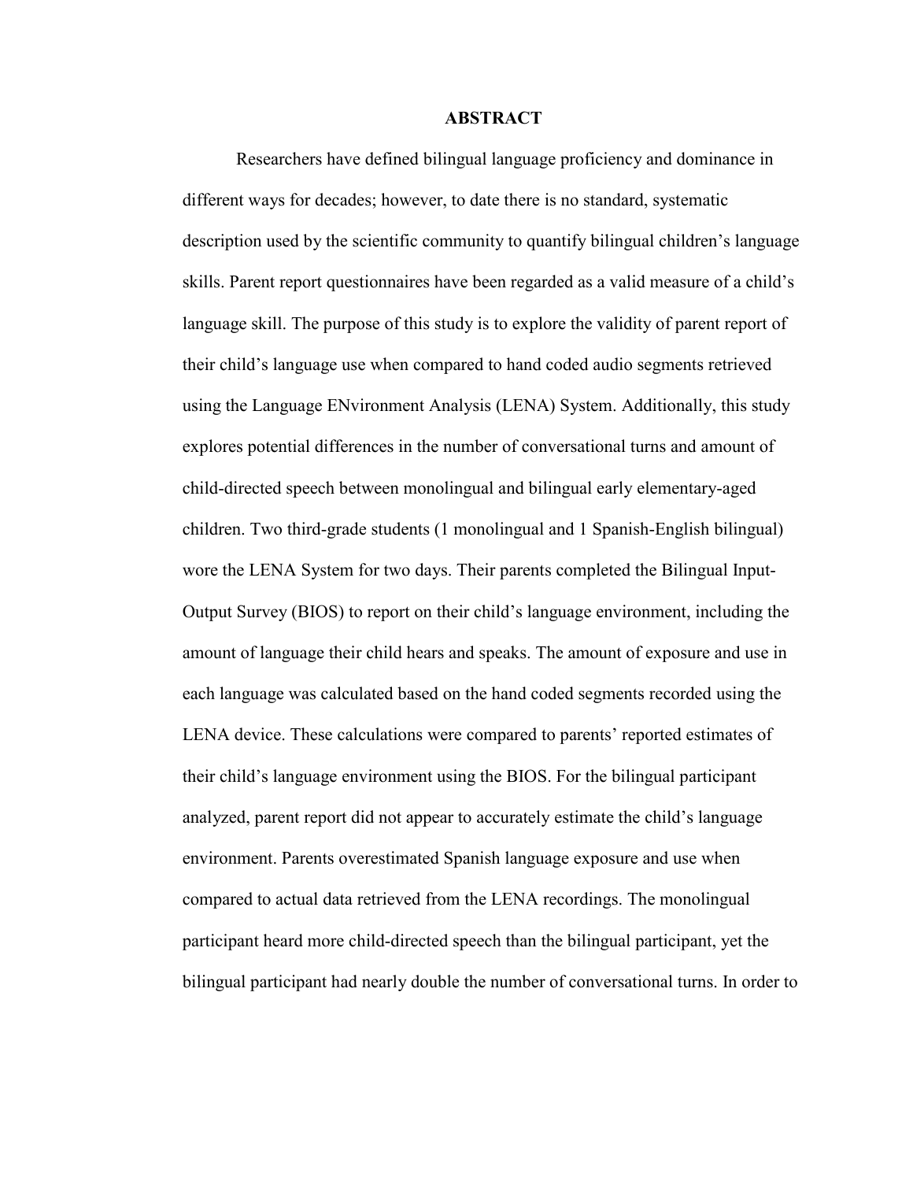## ABSTRACT

Researchers have defined bilingual language proficiency and dominance in different ways for decades; however, to date there is no standard, systematic description used by the scientific community to quantify bilingual children's language skills. Parent report questionnaires have been regarded as a valid measure of a child's language skill. The purpose of this study is to explore the validity of parent report of their child's language use when compared to hand coded audio segments retrieved using the Language ENvironment Analysis (LENA) System. Additionally, this study explores potential differences in the number of conversational turns and amount of child-directed speech between monolingual and bilingual early elementary-aged children. Two third-grade students (1 monolingual and 1 Spanish-English bilingual) wore the LENA System for two days. Their parents completed the Bilingual Input-Output Survey (BIOS) to report on their child's language environment, including the amount of language their child hears and speaks. The amount of exposure and use in each language was calculated based on the hand coded segments recorded using the LENA device. These calculations were compared to parents' reported estimates of their child's language environment using the BIOS. For the bilingual participant analyzed, parent report did not appear to accurately estimate the child's language environment. Parents overestimated Spanish language exposure and use when compared to actual data retrieved from the LENA recordings. The monolingual participant heard more child-directed speech than the bilingual participant, yet the bilingual participant had nearly double the number of conversational turns. In order to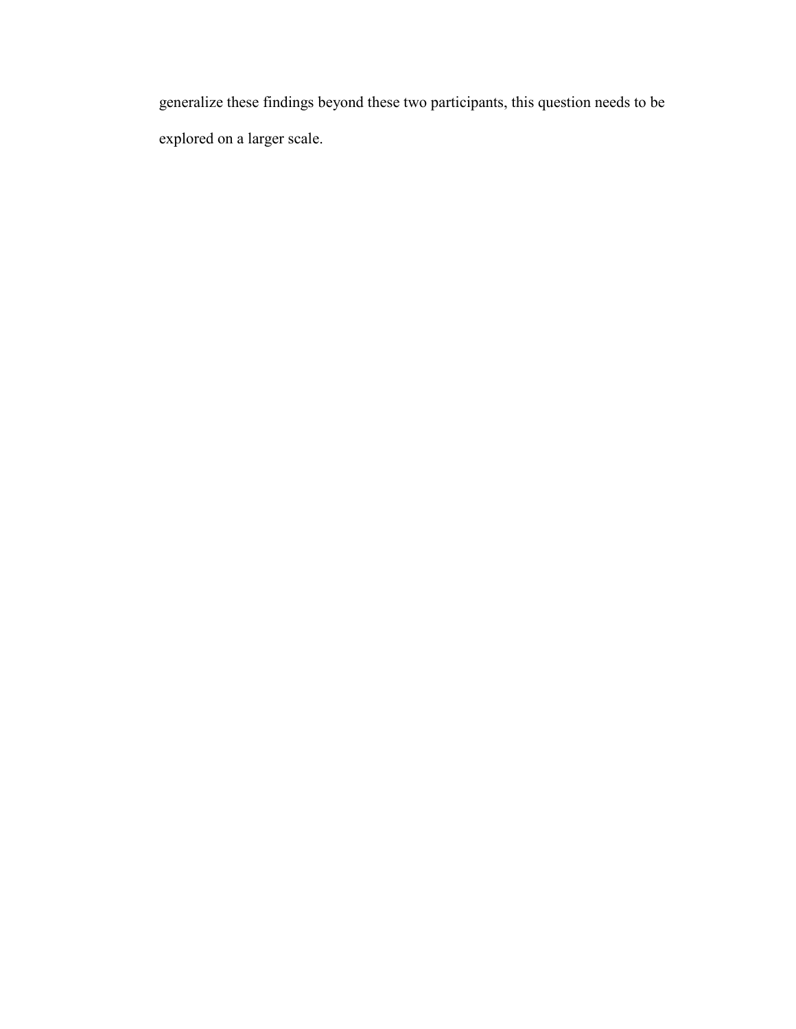generalize these findings beyond these two participants, this question needs to be explored on a larger scale.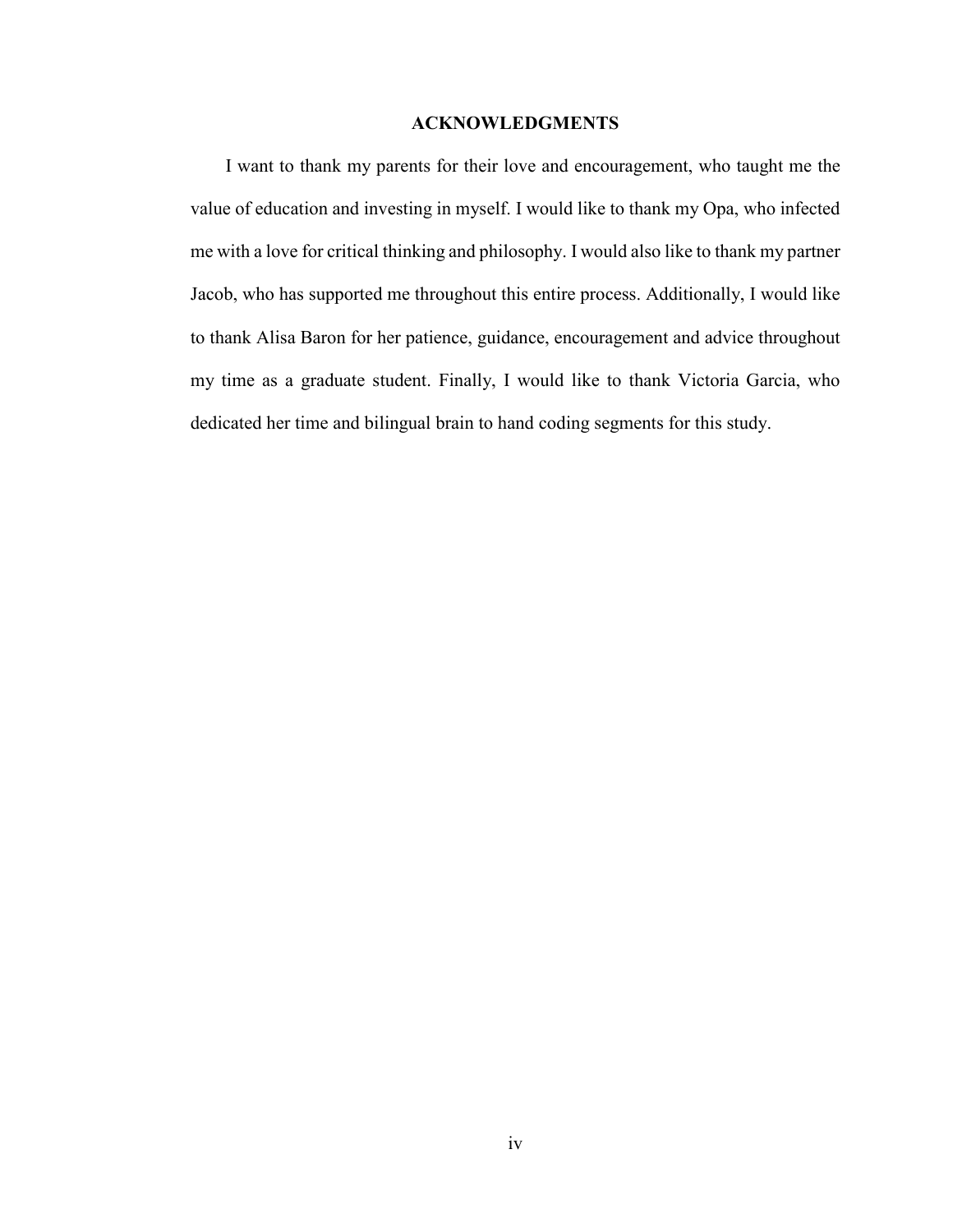# ACKNOWLEDGMENTS

I want to thank my parents for their love and encouragement, who taught me the value of education and investing in myself. I would like to thank my Opa, who infected me with a love for critical thinking and philosophy. I would also like to thank my partner Jacob, who has supported me throughout this entire process. Additionally, I would like to thank Alisa Baron for her patience, guidance, encouragement and advice throughout my time as a graduate student. Finally, I would like to thank Victoria Garcia, who dedicated her time and bilingual brain to hand coding segments for this study.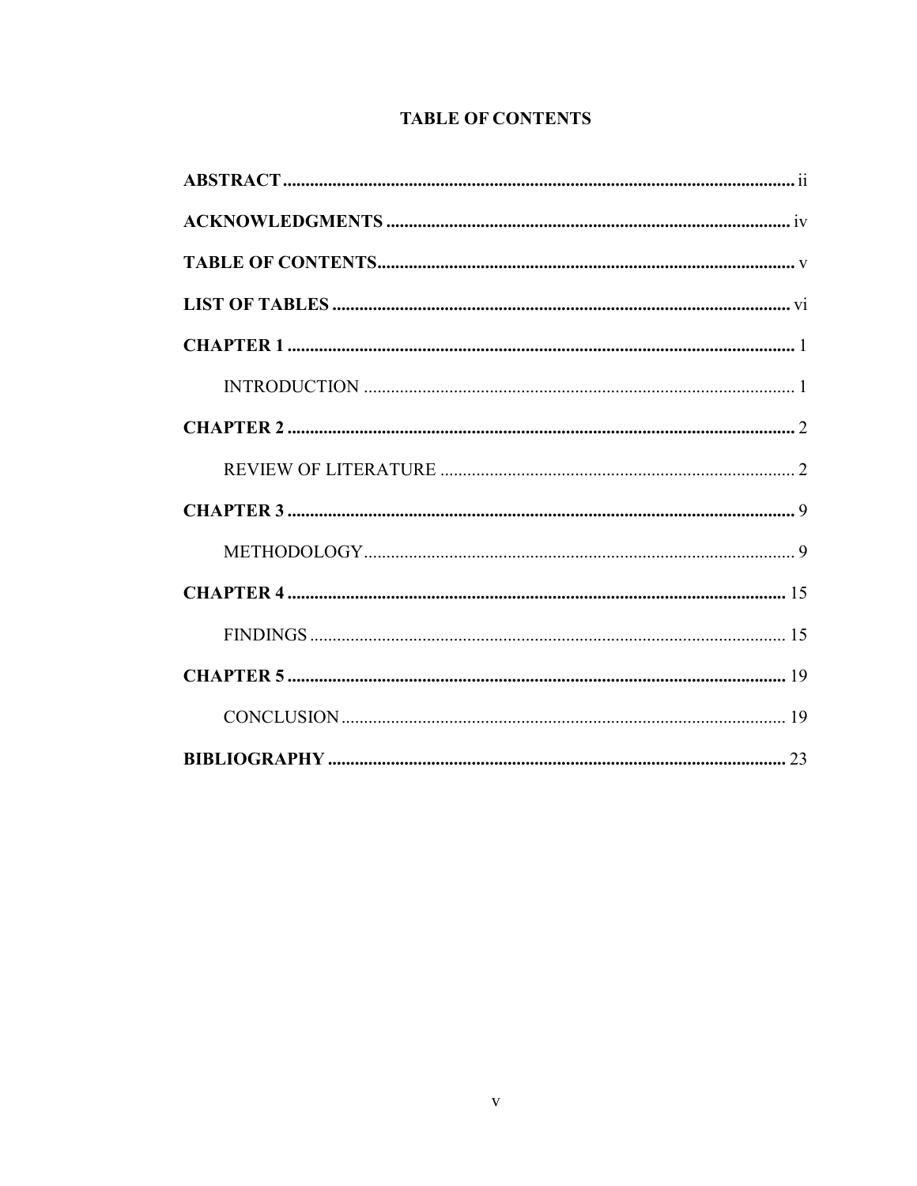## TABLE OF CONTENTS

**ABSTRACT** ........................................................................................................ ii

**ACKNOWLEDGMENTS** ..................................................................................... iv

**TABLE OF CONTENTS**....................................................................................... v

**LIST OF TABLES** .............................................................................................. vi

**CHAPTER 1** ........................................................................................................ 1

INTRODUCTION ...................................................................................... 1

**CHAPTER 2** ........................................................................................................ 2

REVIEW OF LITERATURE ...................................................................... 2

**CHAPTER 3** ........................................................................................................ 9

METHODOLOGY....................................................................................... 9

**CHAPTER 4** ...................................................................................................... 15

FINDINGS ................................................................................................. 15

**CHAPTER 5** ...................................................................................................... 19

CONCLUSION .......................................................................................... 19

**BIBLIOGRAPHY** .............................................................................................. 23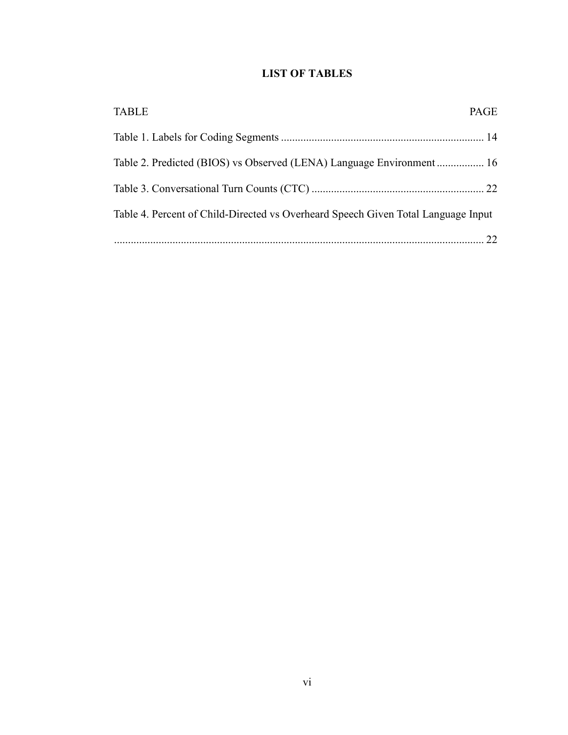# LIST OF TABLES

| TABLE | PAGE |
|---|---|
| Table 1. Labels for Coding Segments | 14 |
| Table 2. Predicted (BIOS) vs Observed (LENA) Language Environment | 16 |
| Table 3. Conversational Turn Counts (CTC) | 22 |
| Table 4. Percent of Child-Directed vs Overheard Speech Given Total Language Input | 22 |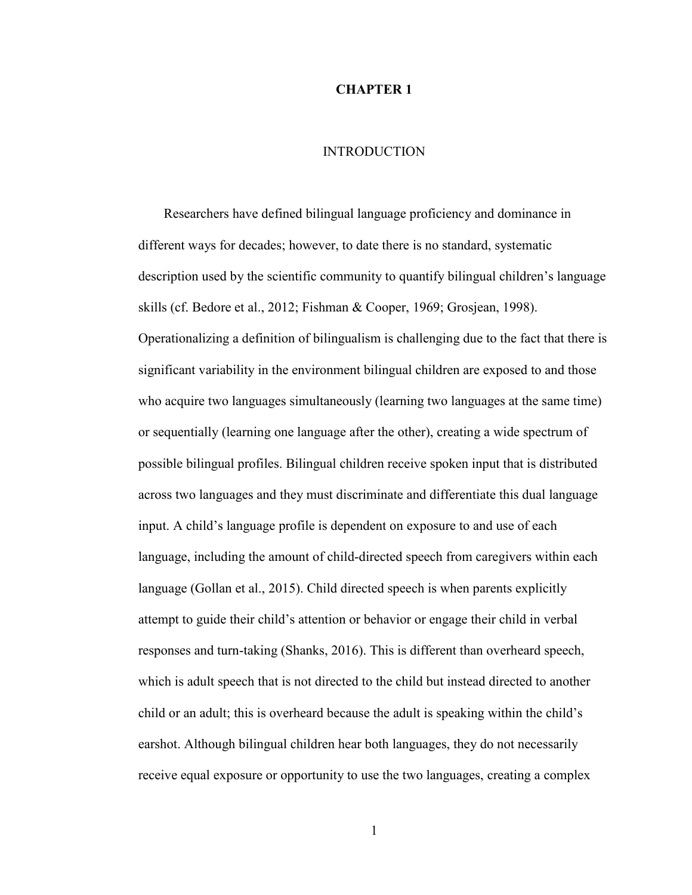# CHAPTER 1

## INTRODUCTION

Researchers have defined bilingual language proficiency and dominance in different ways for decades; however, to date there is no standard, systematic description used by the scientific community to quantify bilingual children's language skills (cf. Bedore et al., 2012; Fishman & Cooper, 1969; Grosjean, 1998). Operationalizing a definition of bilingualism is challenging due to the fact that there is significant variability in the environment bilingual children are exposed to and those who acquire two languages simultaneously (learning two languages at the same time) or sequentially (learning one language after the other), creating a wide spectrum of possible bilingual profiles. Bilingual children receive spoken input that is distributed across two languages and they must discriminate and differentiate this dual language input. A child's language profile is dependent on exposure to and use of each language, including the amount of child-directed speech from caregivers within each language (Gollan et al., 2015). Child directed speech is when parents explicitly attempt to guide their child's attention or behavior or engage their child in verbal responses and turn-taking (Shanks, 2016). This is different than overheard speech, which is adult speech that is not directed to the child but instead directed to another child or an adult; this is overheard because the adult is speaking within the child's earshot. Although bilingual children hear both languages, they do not necessarily receive equal exposure or opportunity to use the two languages, creating a complex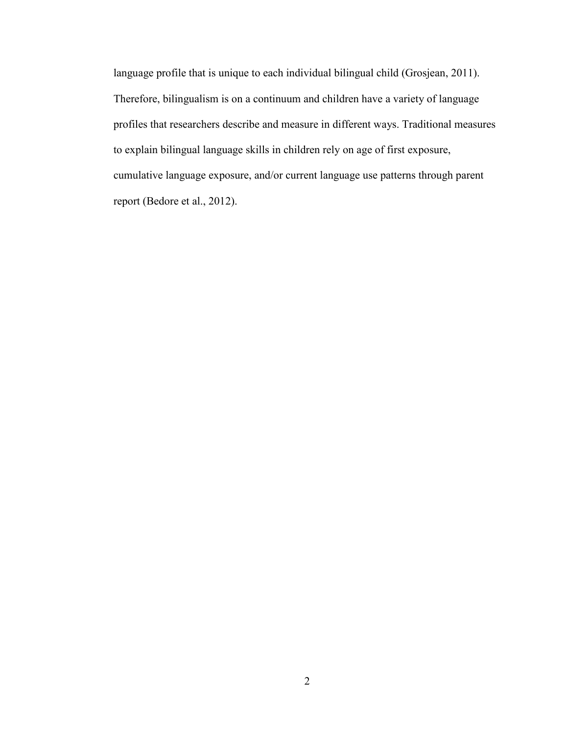language profile that is unique to each individual bilingual child (Grosjean, 2011). Therefore, bilingualism is on a continuum and children have a variety of language profiles that researchers describe and measure in different ways. Traditional measures to explain bilingual language skills in children rely on age of first exposure, cumulative language exposure, and/or current language use patterns through parent report (Bedore et al., 2012).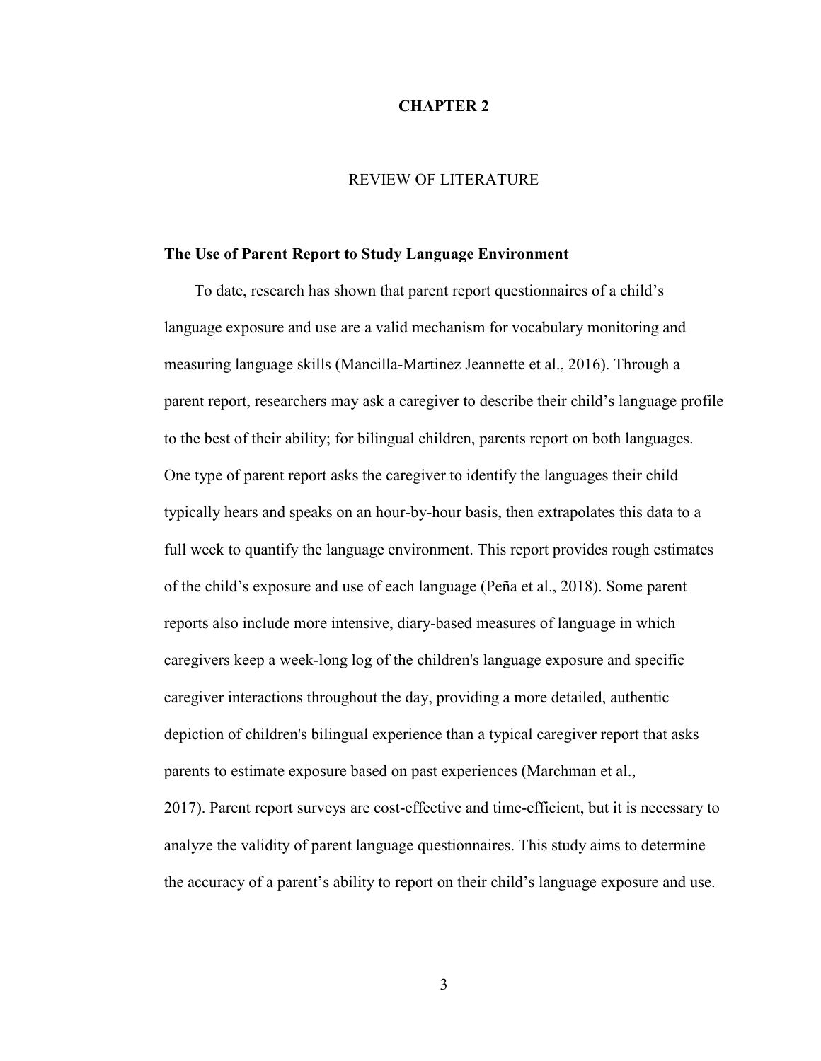# CHAPTER 2

## REVIEW OF LITERATURE

### The Use of Parent Report to Study Language Environment

To date, research has shown that parent report questionnaires of a child's language exposure and use are a valid mechanism for vocabulary monitoring and measuring language skills (Mancilla-Martinez Jeannette et al., 2016). Through a parent report, researchers may ask a caregiver to describe their child's language profile to the best of their ability; for bilingual children, parents report on both languages. One type of parent report asks the caregiver to identify the languages their child typically hears and speaks on an hour-by-hour basis, then extrapolates this data to a full week to quantify the language environment. This report provides rough estimates of the child's exposure and use of each language (Peña et al., 2018). Some parent reports also include more intensive, diary-based measures of language in which caregivers keep a week-long log of the children's language exposure and specific caregiver interactions throughout the day, providing a more detailed, authentic depiction of children's bilingual experience than a typical caregiver report that asks parents to estimate exposure based on past experiences (Marchman et al., 2017). Parent report surveys are cost-effective and time-efficient, but it is necessary to analyze the validity of parent language questionnaires. This study aims to determine the accuracy of a parent's ability to report on their child's language exposure and use.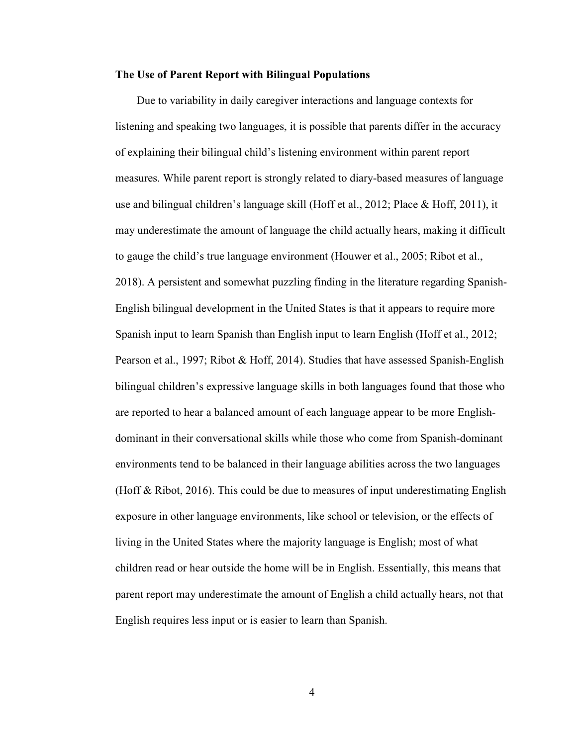**The Use of Parent Report with Bilingual Populations**

Due to variability in daily caregiver interactions and language contexts for listening and speaking two languages, it is possible that parents differ in the accuracy of explaining their bilingual child's listening environment within parent report measures. While parent report is strongly related to diary-based measures of language use and bilingual children's language skill (Hoff et al., 2012; Place & Hoff, 2011), it may underestimate the amount of language the child actually hears, making it difficult to gauge the child's true language environment (Houwer et al., 2005; Ribot et al., 2018). A persistent and somewhat puzzling finding in the literature regarding Spanish-English bilingual development in the United States is that it appears to require more Spanish input to learn Spanish than English input to learn English (Hoff et al., 2012; Pearson et al., 1997; Ribot & Hoff, 2014). Studies that have assessed Spanish-English bilingual children's expressive language skills in both languages found that those who are reported to hear a balanced amount of each language appear to be more English-dominant in their conversational skills while those who come from Spanish-dominant environments tend to be balanced in their language abilities across the two languages (Hoff & Ribot, 2016). This could be due to measures of input underestimating English exposure in other language environments, like school or television, or the effects of living in the United States where the majority language is English; most of what children read or hear outside the home will be in English. Essentially, this means that parent report may underestimate the amount of English a child actually hears, not that English requires less input or is easier to learn than Spanish.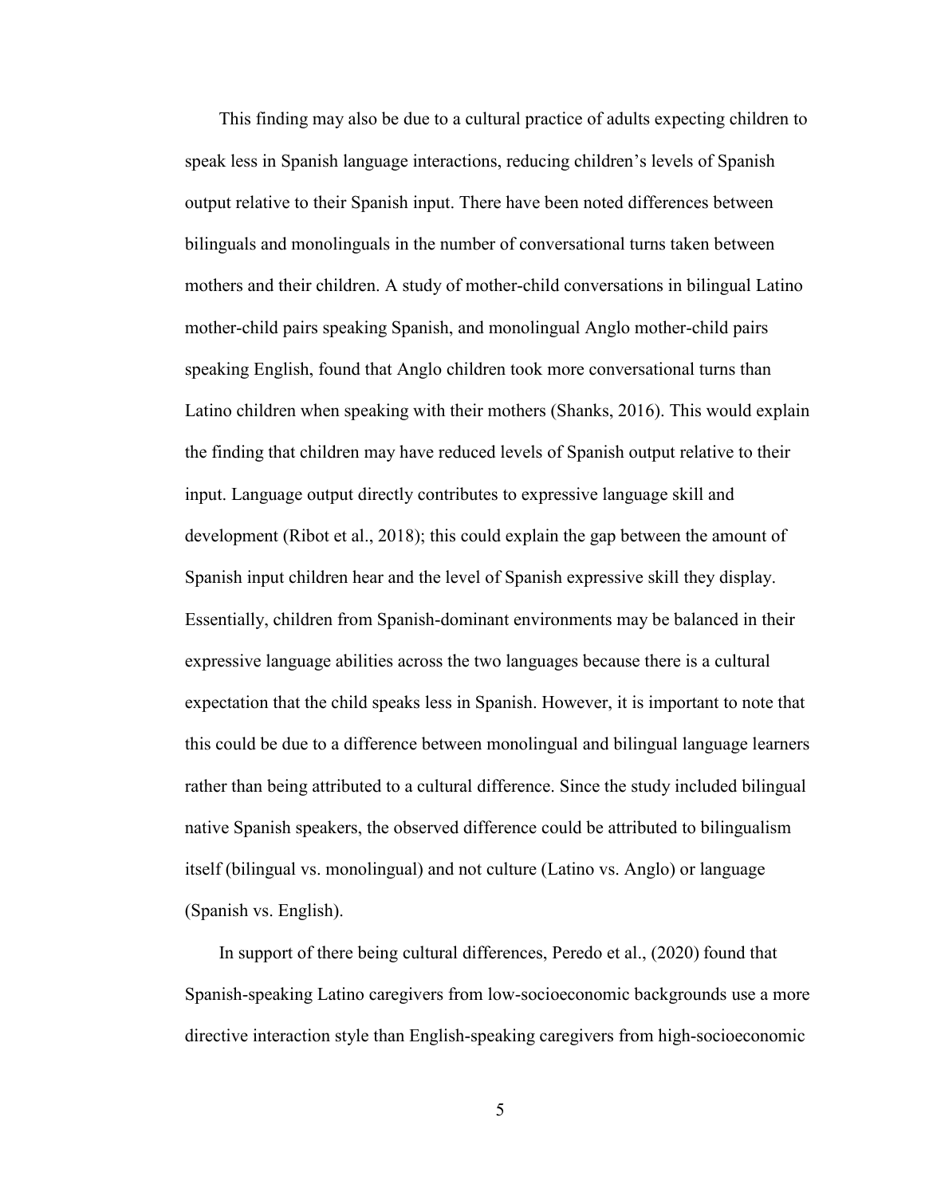This finding may also be due to a cultural practice of adults expecting children to speak less in Spanish language interactions, reducing children's levels of Spanish output relative to their Spanish input. There have been noted differences between bilinguals and monolinguals in the number of conversational turns taken between mothers and their children. A study of mother-child conversations in bilingual Latino mother-child pairs speaking Spanish, and monolingual Anglo mother-child pairs speaking English, found that Anglo children took more conversational turns than Latino children when speaking with their mothers (Shanks, 2016). This would explain the finding that children may have reduced levels of Spanish output relative to their input. Language output directly contributes to expressive language skill and development (Ribot et al., 2018); this could explain the gap between the amount of Spanish input children hear and the level of Spanish expressive skill they display. Essentially, children from Spanish-dominant environments may be balanced in their expressive language abilities across the two languages because there is a cultural expectation that the child speaks less in Spanish. However, it is important to note that this could be due to a difference between monolingual and bilingual language learners rather than being attributed to a cultural difference. Since the study included bilingual native Spanish speakers, the observed difference could be attributed to bilingualism itself (bilingual vs. monolingual) and not culture (Latino vs. Anglo) or language (Spanish vs. English).

In support of there being cultural differences, Peredo et al., (2020) found that Spanish-speaking Latino caregivers from low-socioeconomic backgrounds use a more directive interaction style than English-speaking caregivers from high-socioeconomic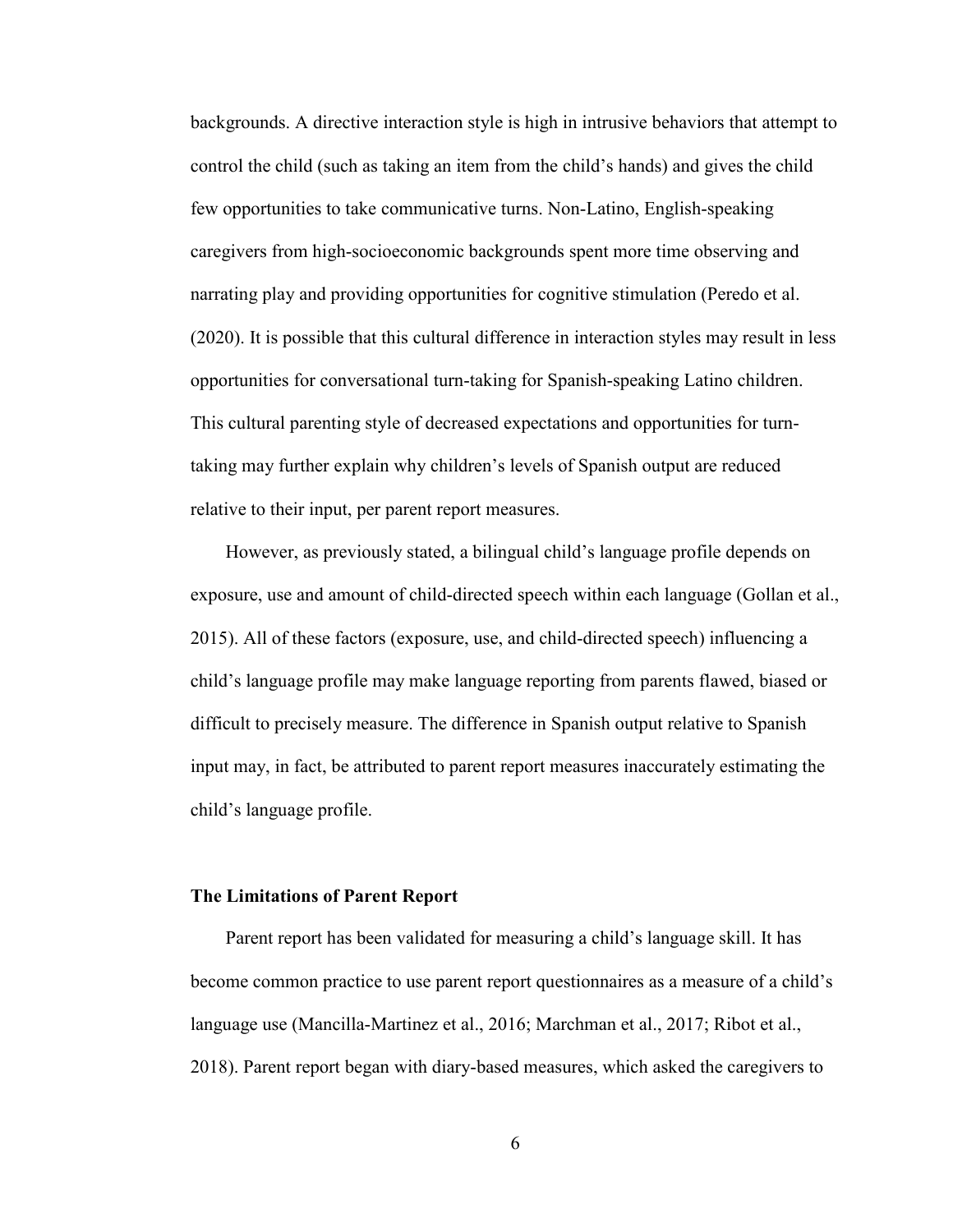backgrounds. A directive interaction style is high in intrusive behaviors that attempt to control the child (such as taking an item from the child's hands) and gives the child few opportunities to take communicative turns. Non-Latino, English-speaking caregivers from high-socioeconomic backgrounds spent more time observing and narrating play and providing opportunities for cognitive stimulation (Peredo et al. (2020). It is possible that this cultural difference in interaction styles may result in less opportunities for conversational turn-taking for Spanish-speaking Latino children. This cultural parenting style of decreased expectations and opportunities for turn-taking may further explain why children's levels of Spanish output are reduced relative to their input, per parent report measures.

However, as previously stated, a bilingual child's language profile depends on exposure, use and amount of child-directed speech within each language (Gollan et al., 2015). All of these factors (exposure, use, and child-directed speech) influencing a child's language profile may make language reporting from parents flawed, biased or difficult to precisely measure. The difference in Spanish output relative to Spanish input may, in fact, be attributed to parent report measures inaccurately estimating the child's language profile.

**The Limitations of Parent Report**

Parent report has been validated for measuring a child's language skill. It has become common practice to use parent report questionnaires as a measure of a child's language use (Mancilla-Martinez et al., 2016; Marchman et al., 2017; Ribot et al., 2018). Parent report began with diary-based measures, which asked the caregivers to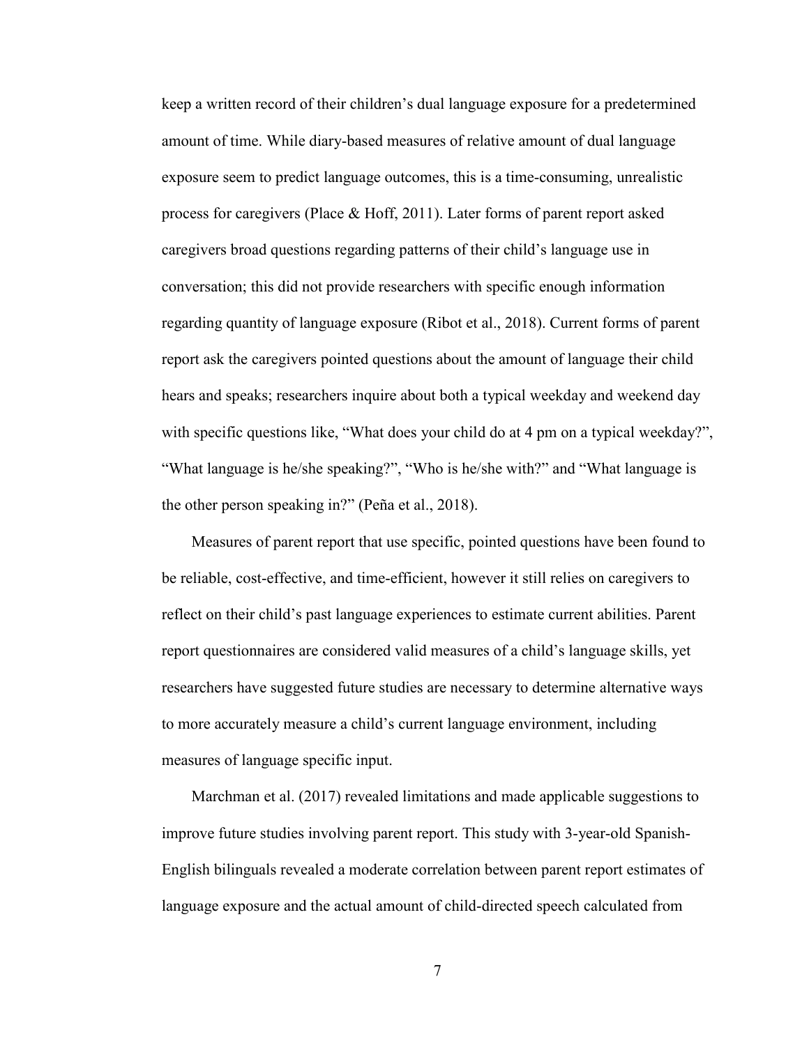keep a written record of their children's dual language exposure for a predetermined amount of time. While diary-based measures of relative amount of dual language exposure seem to predict language outcomes, this is a time-consuming, unrealistic process for caregivers (Place & Hoff, 2011). Later forms of parent report asked caregivers broad questions regarding patterns of their child's language use in conversation; this did not provide researchers with specific enough information regarding quantity of language exposure (Ribot et al., 2018). Current forms of parent report ask the caregivers pointed questions about the amount of language their child hears and speaks; researchers inquire about both a typical weekday and weekend day with specific questions like, "What does your child do at 4 pm on a typical weekday?", "What language is he/she speaking?", "Who is he/she with?" and "What language is the other person speaking in?" (Peña et al., 2018).

Measures of parent report that use specific, pointed questions have been found to be reliable, cost-effective, and time-efficient, however it still relies on caregivers to reflect on their child's past language experiences to estimate current abilities. Parent report questionnaires are considered valid measures of a child's language skills, yet researchers have suggested future studies are necessary to determine alternative ways to more accurately measure a child's current language environment, including measures of language specific input.

Marchman et al. (2017) revealed limitations and made applicable suggestions to improve future studies involving parent report. This study with 3-year-old Spanish-English bilinguals revealed a moderate correlation between parent report estimates of language exposure and the actual amount of child-directed speech calculated from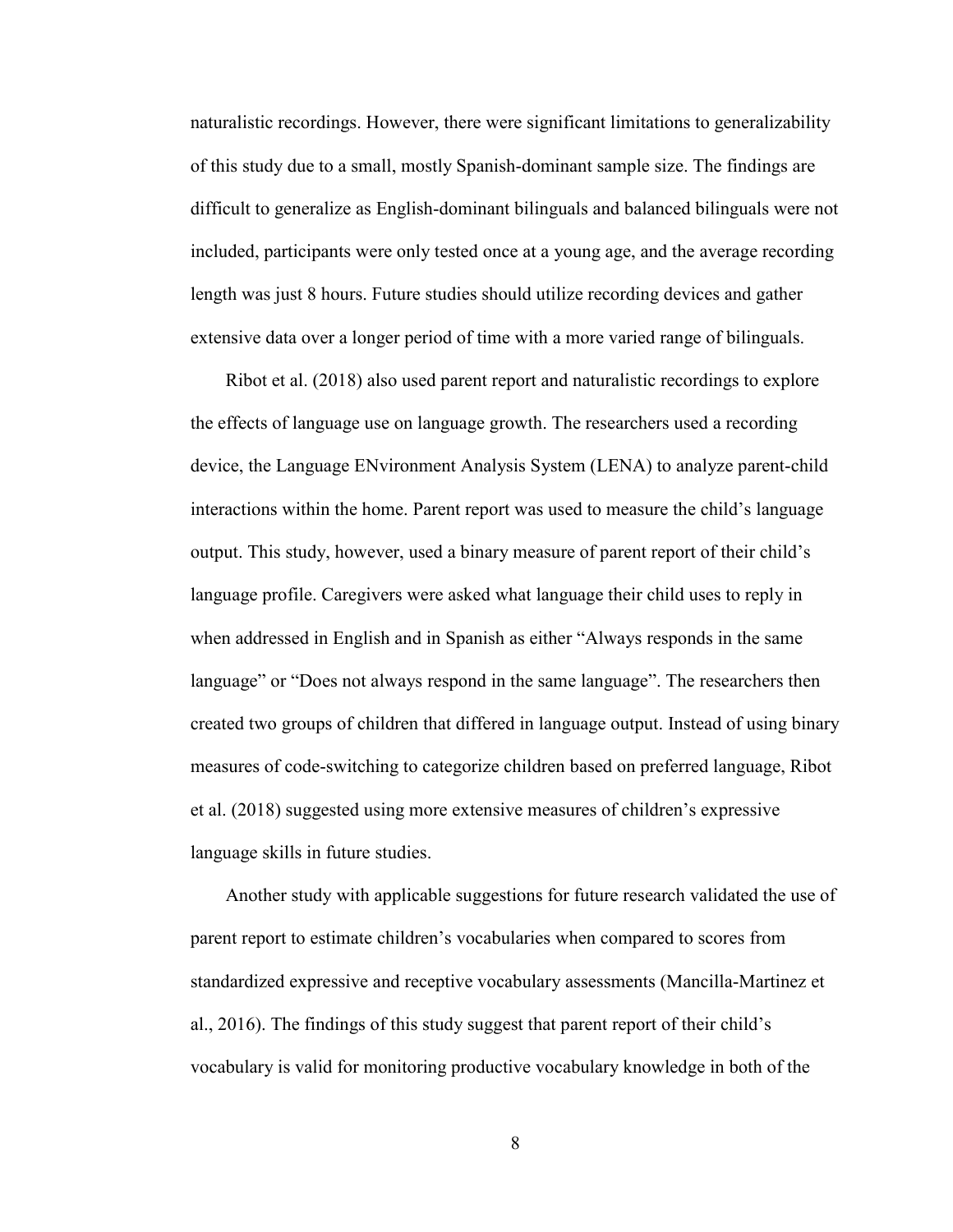naturalistic recordings. However, there were significant limitations to generalizability of this study due to a small, mostly Spanish-dominant sample size. The findings are difficult to generalize as English-dominant bilinguals and balanced bilinguals were not included, participants were only tested once at a young age, and the average recording length was just 8 hours. Future studies should utilize recording devices and gather extensive data over a longer period of time with a more varied range of bilinguals.

Ribot et al. (2018) also used parent report and naturalistic recordings to explore the effects of language use on language growth. The researchers used a recording device, the Language ENvironment Analysis System (LENA) to analyze parent-child interactions within the home. Parent report was used to measure the child's language output. This study, however, used a binary measure of parent report of their child's language profile. Caregivers were asked what language their child uses to reply in when addressed in English and in Spanish as either "Always responds in the same language" or "Does not always respond in the same language". The researchers then created two groups of children that differed in language output. Instead of using binary measures of code-switching to categorize children based on preferred language, Ribot et al. (2018) suggested using more extensive measures of children's expressive language skills in future studies.

Another study with applicable suggestions for future research validated the use of parent report to estimate children's vocabularies when compared to scores from standardized expressive and receptive vocabulary assessments (Mancilla-Martinez et al., 2016). The findings of this study suggest that parent report of their child's vocabulary is valid for monitoring productive vocabulary knowledge in both of the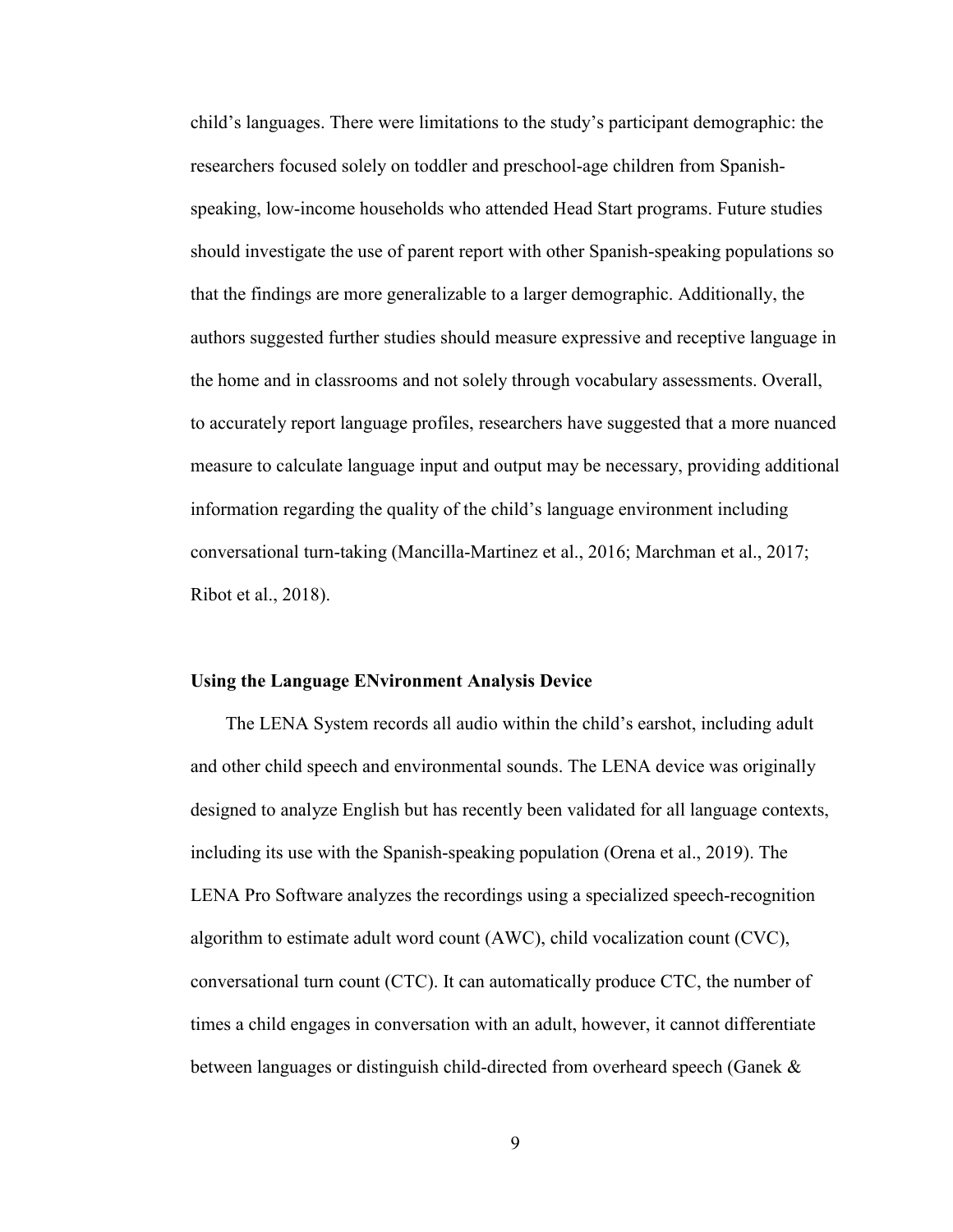child's languages. There were limitations to the study's participant demographic: the researchers focused solely on toddler and preschool-age children from Spanish-speaking, low-income households who attended Head Start programs. Future studies should investigate the use of parent report with other Spanish-speaking populations so that the findings are more generalizable to a larger demographic. Additionally, the authors suggested further studies should measure expressive and receptive language in the home and in classrooms and not solely through vocabulary assessments. Overall, to accurately report language profiles, researchers have suggested that a more nuanced measure to calculate language input and output may be necessary, providing additional information regarding the quality of the child's language environment including conversational turn-taking (Mancilla-Martinez et al., 2016; Marchman et al., 2017; Ribot et al., 2018).

### Using the Language ENvironment Analysis Device

The LENA System records all audio within the child's earshot, including adult and other child speech and environmental sounds. The LENA device was originally designed to analyze English but has recently been validated for all language contexts, including its use with the Spanish-speaking population (Orena et al., 2019). The LENA Pro Software analyzes the recordings using a specialized speech-recognition algorithm to estimate adult word count (AWC), child vocalization count (CVC), conversational turn count (CTC). It can automatically produce CTC, the number of times a child engages in conversation with an adult, however, it cannot differentiate between languages or distinguish child-directed from overheard speech (Ganek &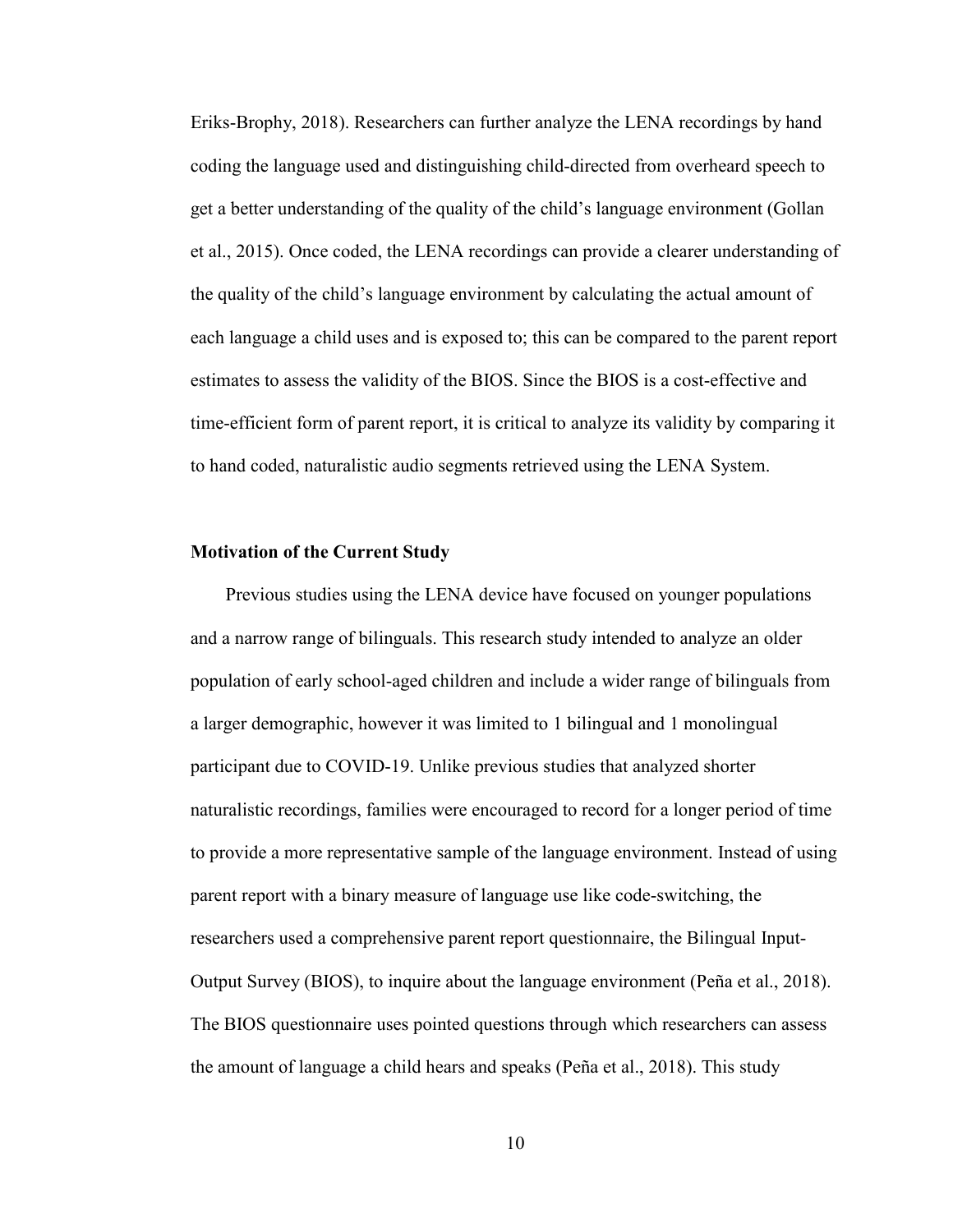Eriks-Brophy, 2018). Researchers can further analyze the LENA recordings by hand coding the language used and distinguishing child-directed from overheard speech to get a better understanding of the quality of the child's language environment (Gollan et al., 2015). Once coded, the LENA recordings can provide a clearer understanding of the quality of the child's language environment by calculating the actual amount of each language a child uses and is exposed to; this can be compared to the parent report estimates to assess the validity of the BIOS. Since the BIOS is a cost-effective and time-efficient form of parent report, it is critical to analyze its validity by comparing it to hand coded, naturalistic audio segments retrieved using the LENA System.

### Motivation of the Current Study

Previous studies using the LENA device have focused on younger populations and a narrow range of bilinguals. This research study intended to analyze an older population of early school-aged children and include a wider range of bilinguals from a larger demographic, however it was limited to 1 bilingual and 1 monolingual participant due to COVID-19. Unlike previous studies that analyzed shorter naturalistic recordings, families were encouraged to record for a longer period of time to provide a more representative sample of the language environment. Instead of using parent report with a binary measure of language use like code-switching, the researchers used a comprehensive parent report questionnaire, the Bilingual Input-Output Survey (BIOS), to inquire about the language environment (Peña et al., 2018). The BIOS questionnaire uses pointed questions through which researchers can assess the amount of language a child hears and speaks (Peña et al., 2018). This study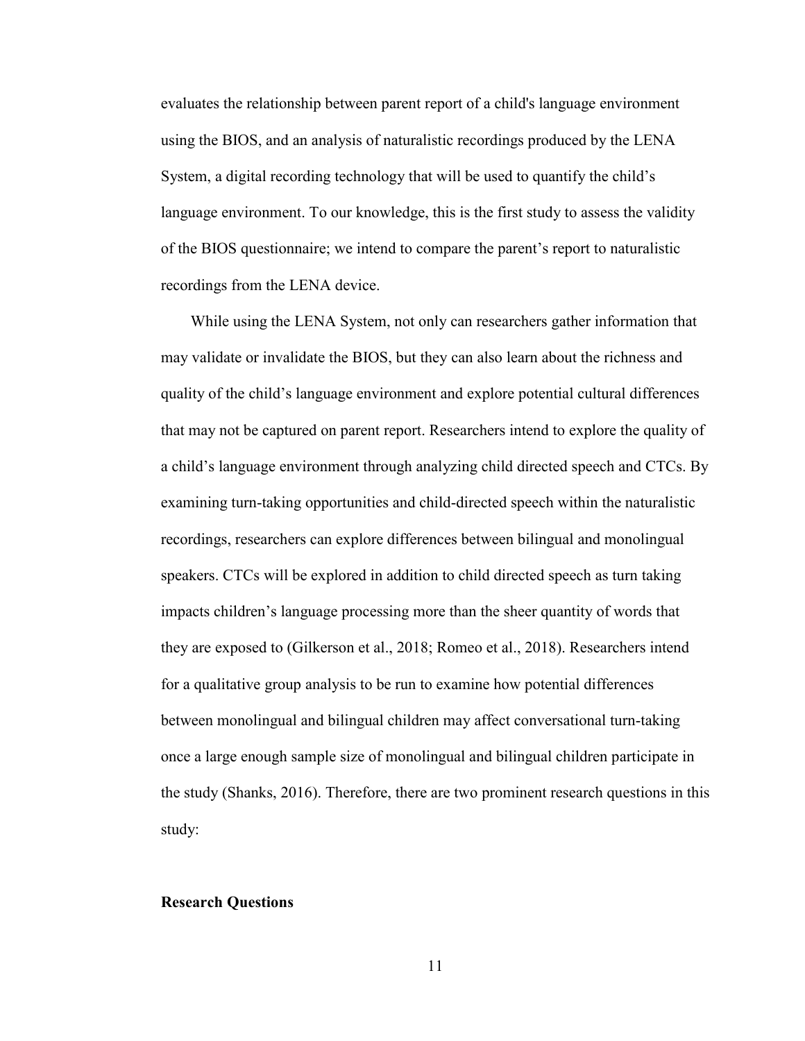evaluates the relationship between parent report of a child's language environment using the BIOS, and an analysis of naturalistic recordings produced by the LENA System, a digital recording technology that will be used to quantify the child's language environment. To our knowledge, this is the first study to assess the validity of the BIOS questionnaire; we intend to compare the parent's report to naturalistic recordings from the LENA device.

While using the LENA System, not only can researchers gather information that may validate or invalidate the BIOS, but they can also learn about the richness and quality of the child's language environment and explore potential cultural differences that may not be captured on parent report. Researchers intend to explore the quality of a child's language environment through analyzing child directed speech and CTCs. By examining turn-taking opportunities and child-directed speech within the naturalistic recordings, researchers can explore differences between bilingual and monolingual speakers. CTCs will be explored in addition to child directed speech as turn taking impacts children's language processing more than the sheer quantity of words that they are exposed to (Gilkerson et al., 2018; Romeo et al., 2018). Researchers intend for a qualitative group analysis to be run to examine how potential differences between monolingual and bilingual children may affect conversational turn-taking once a large enough sample size of monolingual and bilingual children participate in the study (Shanks, 2016). Therefore, there are two prominent research questions in this study:

**Research Questions**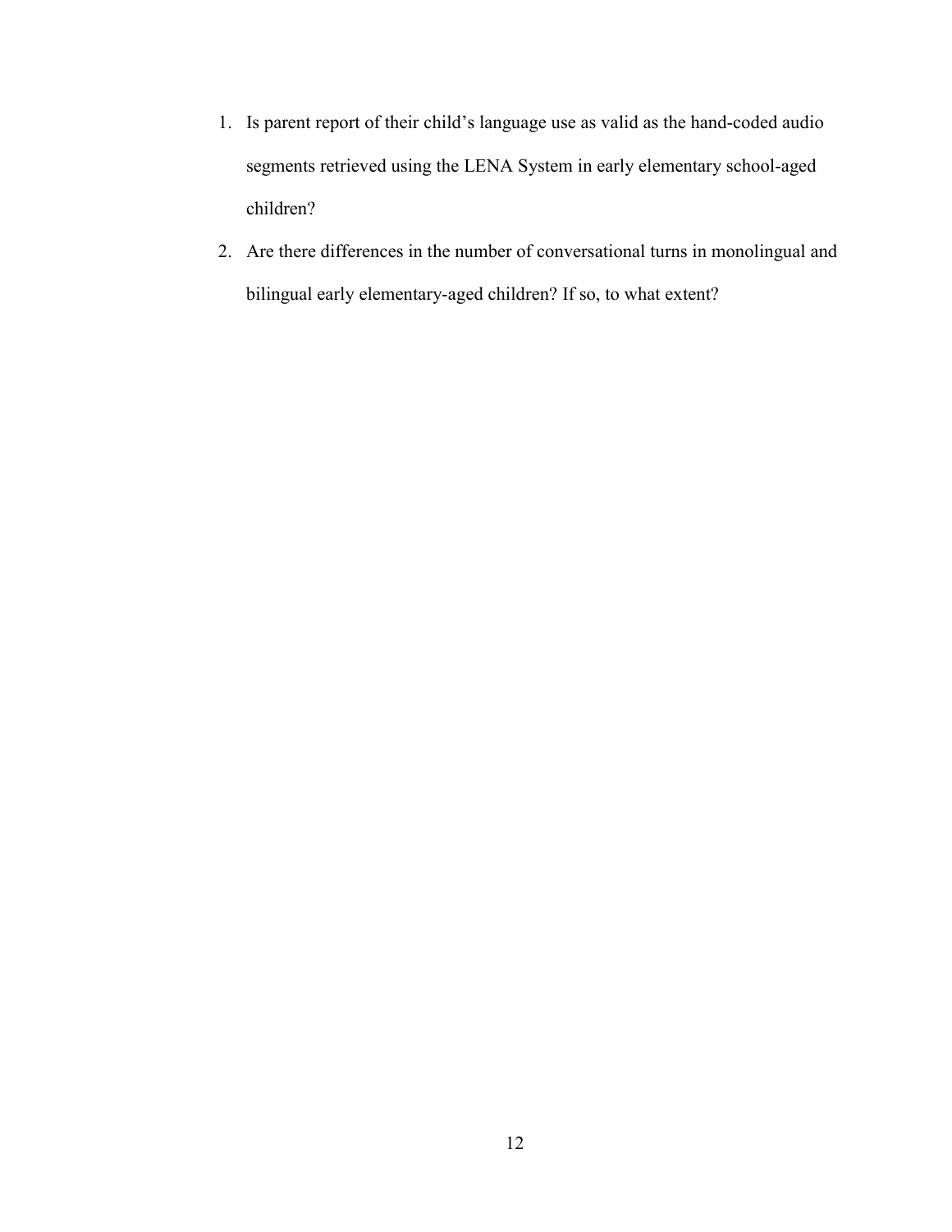1. Is parent report of their child's language use as valid as the hand-coded audio segments retrieved using the LENA System in early elementary school-aged children?
2. Are there differences in the number of conversational turns in monolingual and bilingual early elementary-aged children? If so, to what extent?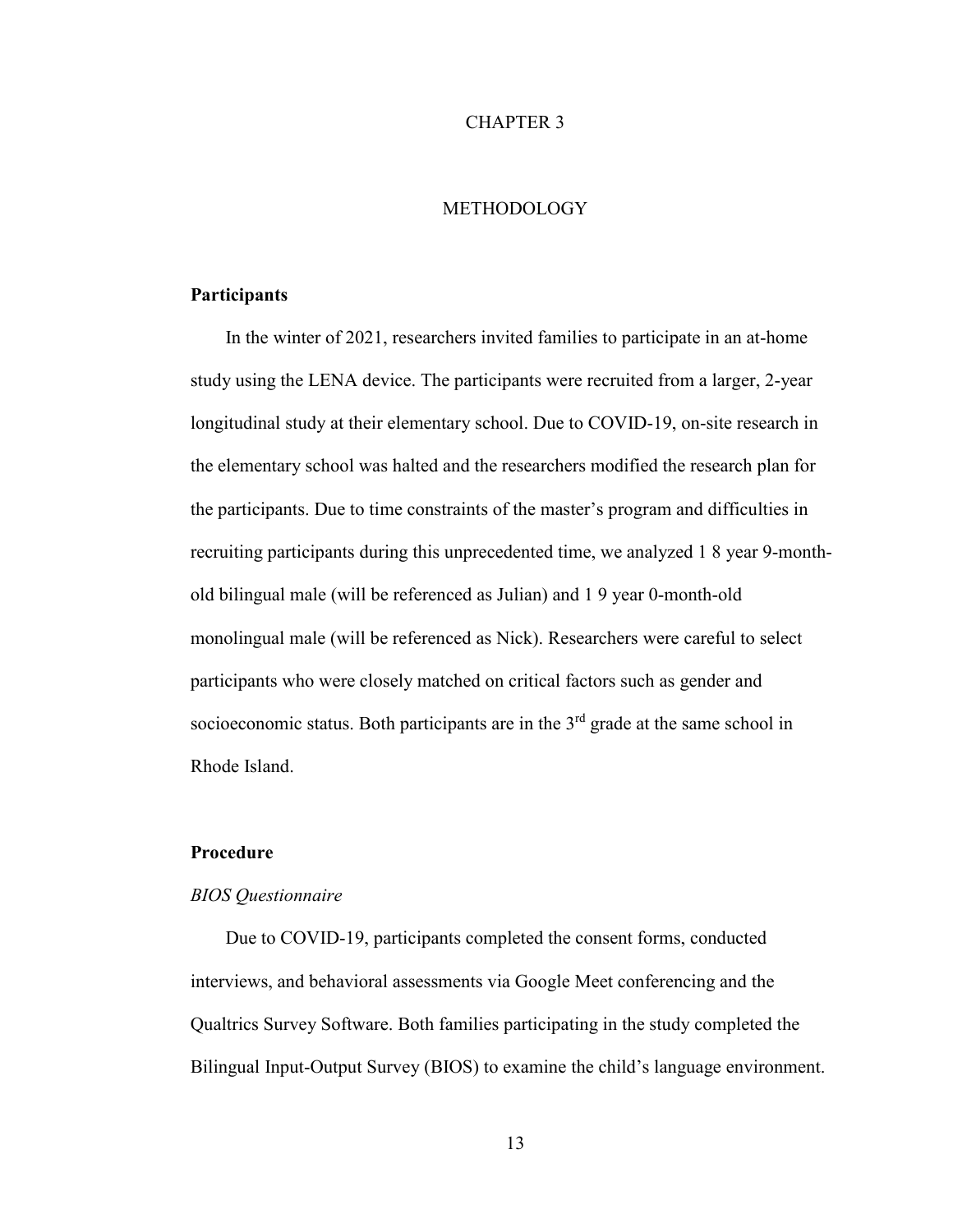# CHAPTER 3

# METHODOLOGY

## Participants

In the winter of 2021, researchers invited families to participate in an at-home study using the LENA device. The participants were recruited from a larger, 2-year longitudinal study at their elementary school. Due to COVID-19, on-site research in the elementary school was halted and the researchers modified the research plan for the participants. Due to time constraints of the master's program and difficulties in recruiting participants during this unprecedented time, we analyzed 1 8 year 9-month-old bilingual male (will be referenced as Julian) and 1 9 year 0-month-old monolingual male (will be referenced as Nick). Researchers were careful to select participants who were closely matched on critical factors such as gender and socioeconomic status. Both participants are in the 3rd grade at the same school in Rhode Island.

## Procedure

### *BIOS Questionnaire*

Due to COVID-19, participants completed the consent forms, conducted interviews, and behavioral assessments via Google Meet conferencing and the Qualtrics Survey Software. Both families participating in the study completed the Bilingual Input-Output Survey (BIOS) to examine the child's language environment.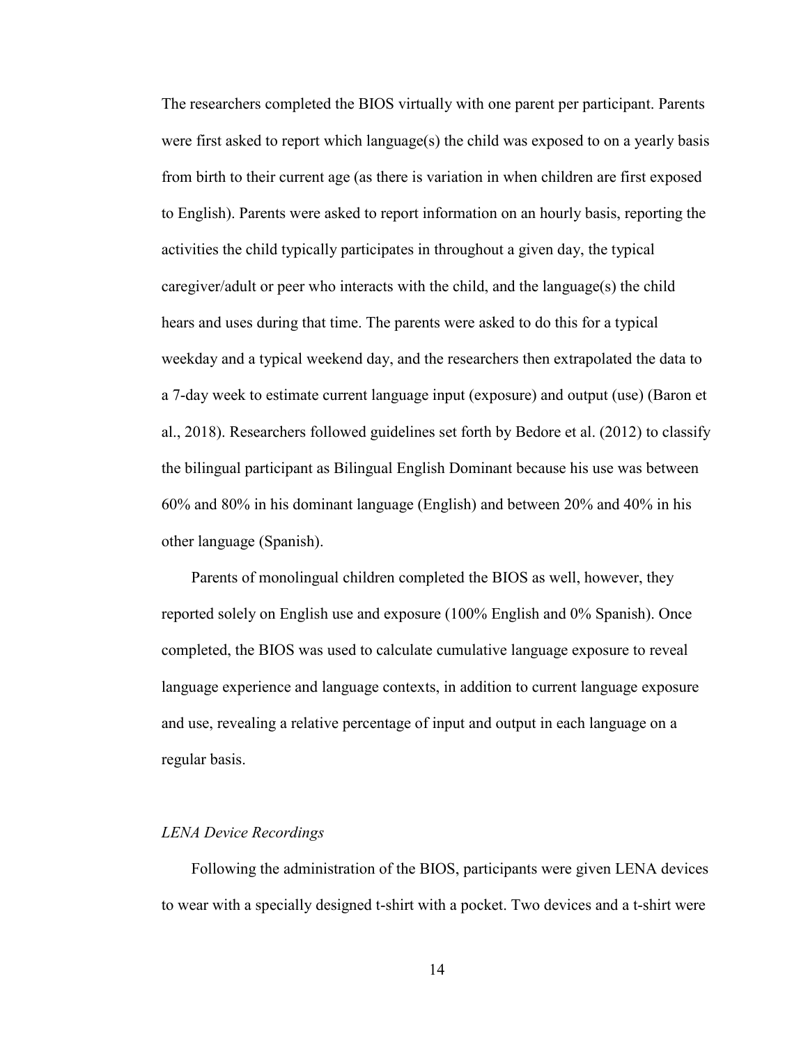The researchers completed the BIOS virtually with one parent per participant. Parents were first asked to report which language(s) the child was exposed to on a yearly basis from birth to their current age (as there is variation in when children are first exposed to English). Parents were asked to report information on an hourly basis, reporting the activities the child typically participates in throughout a given day, the typical caregiver/adult or peer who interacts with the child, and the language(s) the child hears and uses during that time. The parents were asked to do this for a typical weekday and a typical weekend day, and the researchers then extrapolated the data to a 7-day week to estimate current language input (exposure) and output (use) (Baron et al., 2018). Researchers followed guidelines set forth by Bedore et al. (2012) to classify the bilingual participant as Bilingual English Dominant because his use was between 60% and 80% in his dominant language (English) and between 20% and 40% in his other language (Spanish).

Parents of monolingual children completed the BIOS as well, however, they reported solely on English use and exposure (100% English and 0% Spanish). Once completed, the BIOS was used to calculate cumulative language exposure to reveal language experience and language contexts, in addition to current language exposure and use, revealing a relative percentage of input and output in each language on a regular basis.

### *LENA Device Recordings*

Following the administration of the BIOS, participants were given LENA devices to wear with a specially designed t-shirt with a pocket. Two devices and a t-shirt were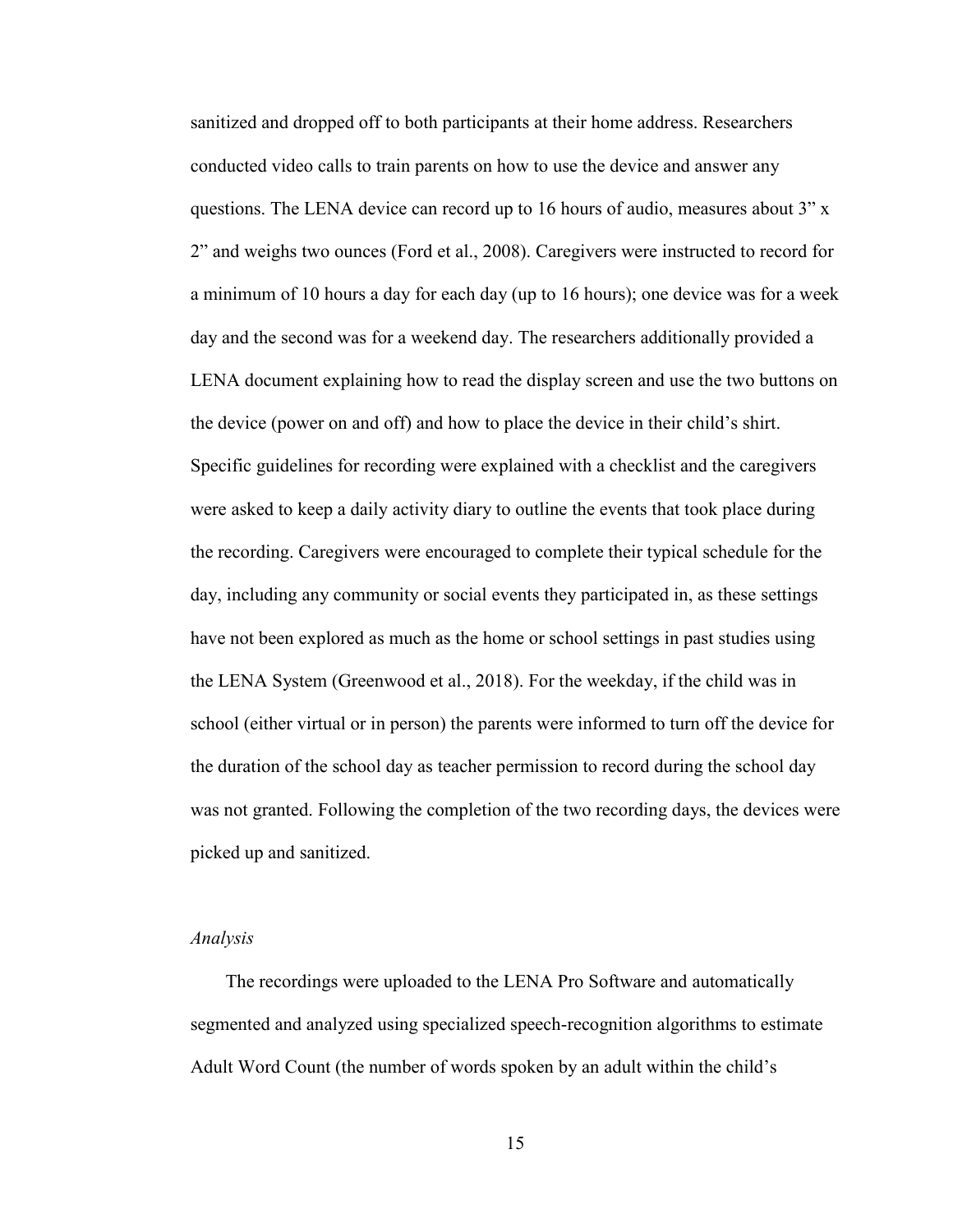sanitized and dropped off to both participants at their home address. Researchers conducted video calls to train parents on how to use the device and answer any questions. The LENA device can record up to 16 hours of audio, measures about 3” x 2” and weighs two ounces (Ford et al., 2008). Caregivers were instructed to record for a minimum of 10 hours a day for each day (up to 16 hours); one device was for a week day and the second was for a weekend day. The researchers additionally provided a LENA document explaining how to read the display screen and use the two buttons on the device (power on and off) and how to place the device in their child’s shirt. Specific guidelines for recording were explained with a checklist and the caregivers were asked to keep a daily activity diary to outline the events that took place during the recording. Caregivers were encouraged to complete their typical schedule for the day, including any community or social events they participated in, as these settings have not been explored as much as the home or school settings in past studies using the LENA System (Greenwood et al., 2018). For the weekday, if the child was in school (either virtual or in person) the parents were informed to turn off the device for the duration of the school day as teacher permission to record during the school day was not granted. Following the completion of the two recording days, the devices were picked up and sanitized.

*Analysis*

The recordings were uploaded to the LENA Pro Software and automatically segmented and analyzed using specialized speech-recognition algorithms to estimate Adult Word Count (the number of words spoken by an adult within the child’s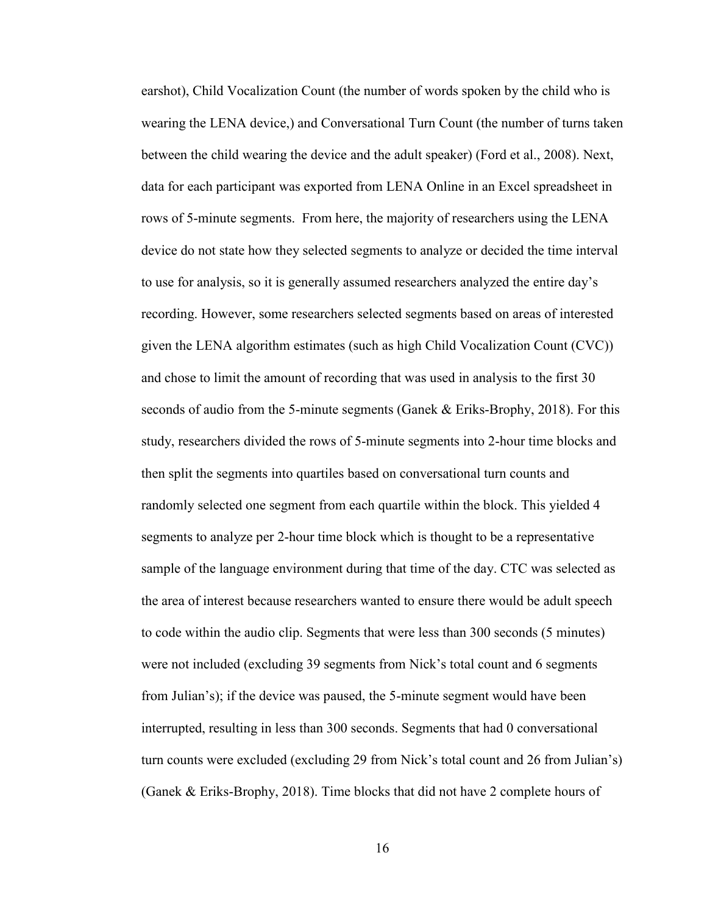earshot), Child Vocalization Count (the number of words spoken by the child who is wearing the LENA device,) and Conversational Turn Count (the number of turns taken between the child wearing the device and the adult speaker) (Ford et al., 2008). Next, data for each participant was exported from LENA Online in an Excel spreadsheet in rows of 5-minute segments. From here, the majority of researchers using the LENA device do not state how they selected segments to analyze or decided the time interval to use for analysis, so it is generally assumed researchers analyzed the entire day's recording. However, some researchers selected segments based on areas of interested given the LENA algorithm estimates (such as high Child Vocalization Count (CVC)) and chose to limit the amount of recording that was used in analysis to the first 30 seconds of audio from the 5-minute segments (Ganek & Eriks-Brophy, 2018). For this study, researchers divided the rows of 5-minute segments into 2-hour time blocks and then split the segments into quartiles based on conversational turn counts and randomly selected one segment from each quartile within the block. This yielded 4 segments to analyze per 2-hour time block which is thought to be a representative sample of the language environment during that time of the day. CTC was selected as the area of interest because researchers wanted to ensure there would be adult speech to code within the audio clip. Segments that were less than 300 seconds (5 minutes) were not included (excluding 39 segments from Nick's total count and 6 segments from Julian's); if the device was paused, the 5-minute segment would have been interrupted, resulting in less than 300 seconds. Segments that had 0 conversational turn counts were excluded (excluding 29 from Nick's total count and 26 from Julian's) (Ganek & Eriks-Brophy, 2018). Time blocks that did not have 2 complete hours of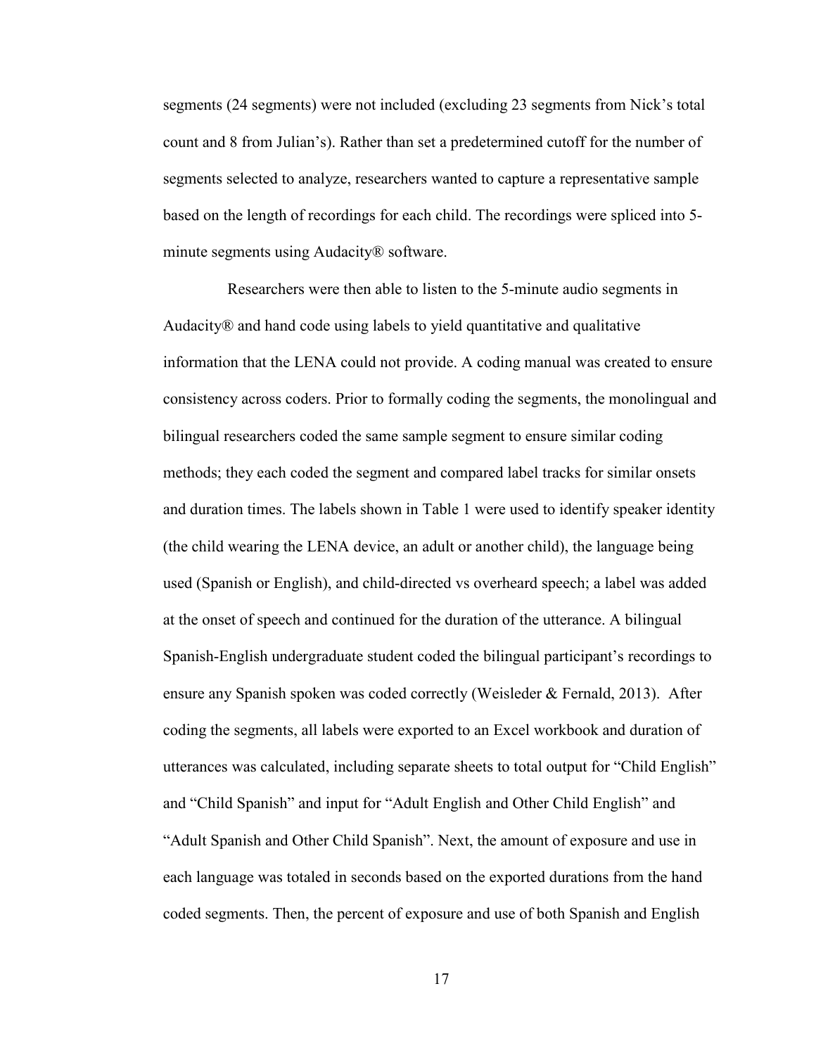segments (24 segments) were not included (excluding 23 segments from Nick's total count and 8 from Julian's). Rather than set a predetermined cutoff for the number of segments selected to analyze, researchers wanted to capture a representative sample based on the length of recordings for each child. The recordings were spliced into 5-minute segments using Audacity® software.

Researchers were then able to listen to the 5-minute audio segments in Audacity® and hand code using labels to yield quantitative and qualitative information that the LENA could not provide. A coding manual was created to ensure consistency across coders. Prior to formally coding the segments, the monolingual and bilingual researchers coded the same sample segment to ensure similar coding methods; they each coded the segment and compared label tracks for similar onsets and duration times. The labels shown in Table 1 were used to identify speaker identity (the child wearing the LENA device, an adult or another child), the language being used (Spanish or English), and child-directed vs overheard speech; a label was added at the onset of speech and continued for the duration of the utterance. A bilingual Spanish-English undergraduate student coded the bilingual participant's recordings to ensure any Spanish spoken was coded correctly (Weisleder & Fernald, 2013). After coding the segments, all labels were exported to an Excel workbook and duration of utterances was calculated, including separate sheets to total output for "Child English" and "Child Spanish" and input for "Adult English and Other Child English" and "Adult Spanish and Other Child Spanish". Next, the amount of exposure and use in each language was totaled in seconds based on the exported durations from the hand coded segments. Then, the percent of exposure and use of both Spanish and English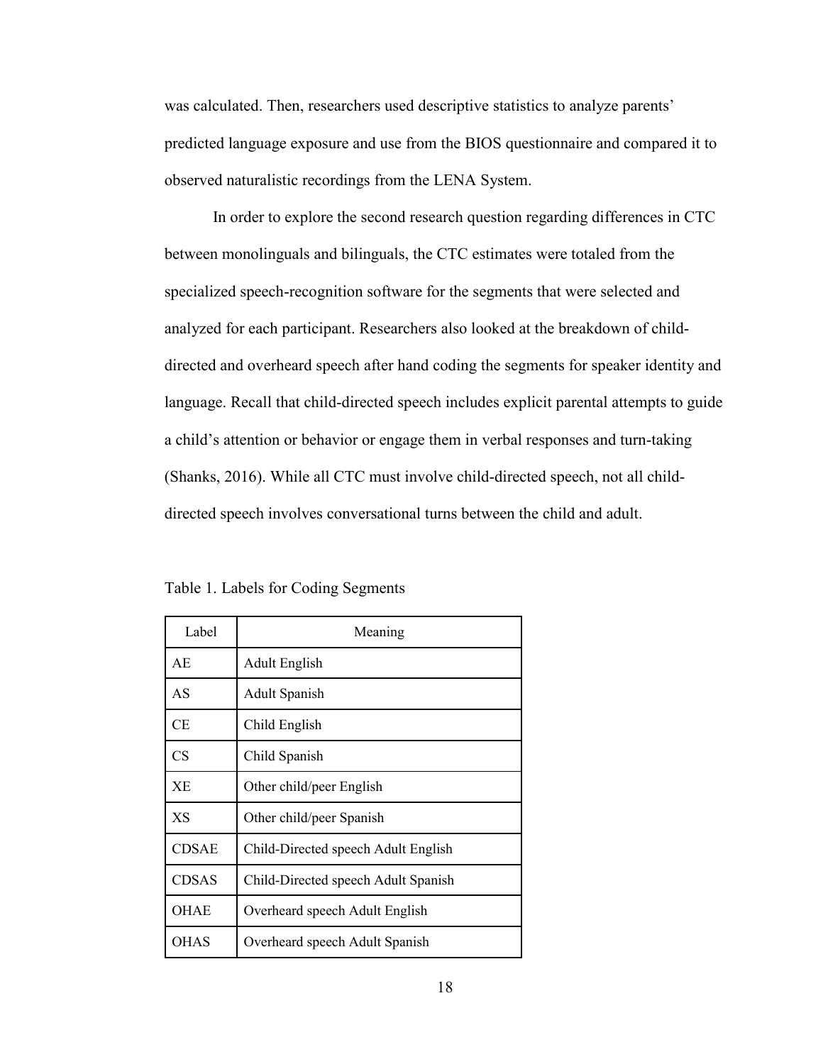was calculated. Then, researchers used descriptive statistics to analyze parents' predicted language exposure and use from the BIOS questionnaire and compared it to observed naturalistic recordings from the LENA System.

In order to explore the second research question regarding differences in CTC between monolinguals and bilinguals, the CTC estimates were totaled from the specialized speech-recognition software for the segments that were selected and analyzed for each participant. Researchers also looked at the breakdown of child-directed and overheard speech after hand coding the segments for speaker identity and language. Recall that child-directed speech includes explicit parental attempts to guide a child's attention or behavior or engage them in verbal responses and turn-taking (Shanks, 2016). While all CTC must involve child-directed speech, not all child-directed speech involves conversational turns between the child and adult.

Table 1. Labels for Coding Segments

| Label | Meaning |
|---|---|
| AE | Adult English |
| AS | Adult Spanish |
| CE | Child English |
| CS | Child Spanish |
| XE | Other child/peer English |
| XS | Other child/peer Spanish |
| CDSAE | Child-Directed speech Adult English |
| CDSAS | Child-Directed speech Adult Spanish |
| OHAE | Overheard speech Adult English |
| OHAS | Overheard speech Adult Spanish |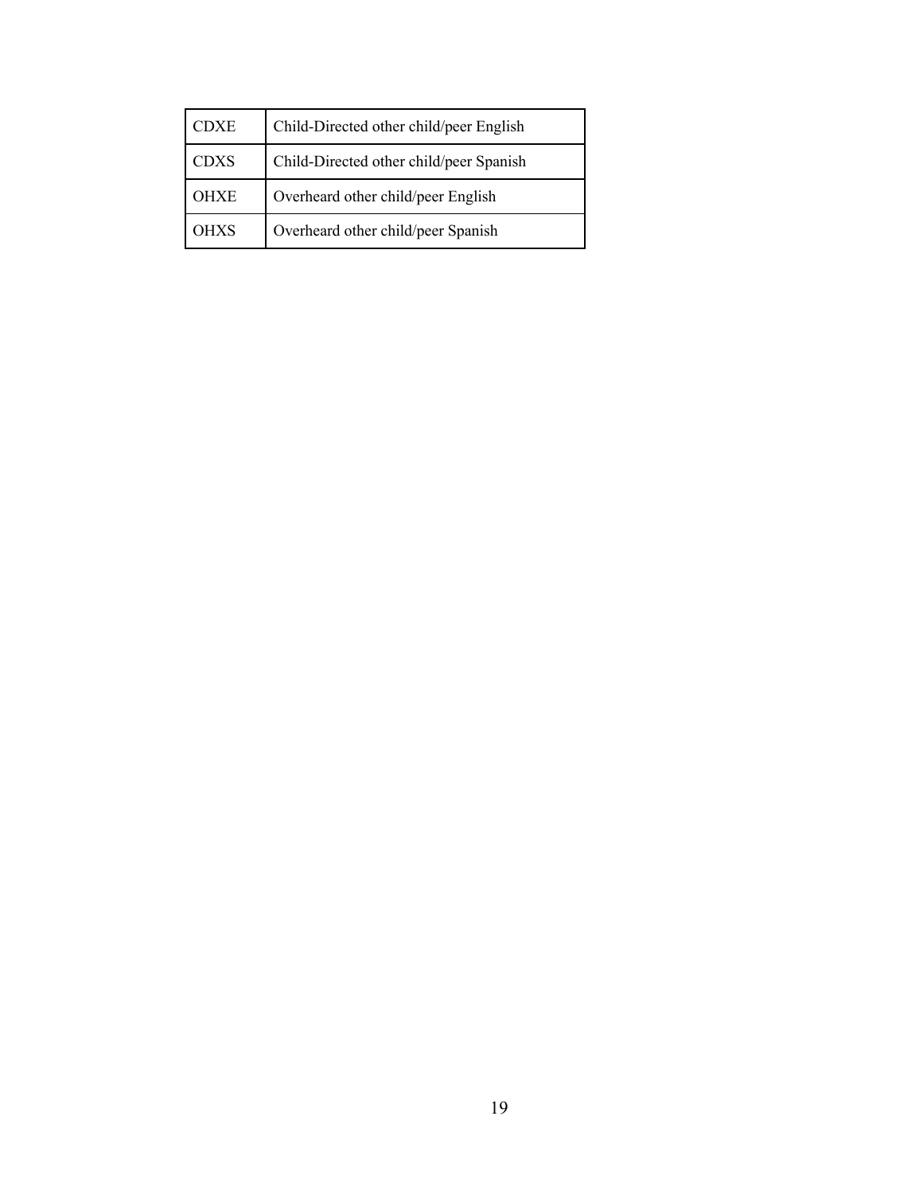| CDXE | Child-Directed other child/peer English |
| --- | --- |
| CDXS | Child-Directed other child/peer Spanish |
| OHXE | Overheard other child/peer English |
| OHXS | Overheard other child/peer Spanish |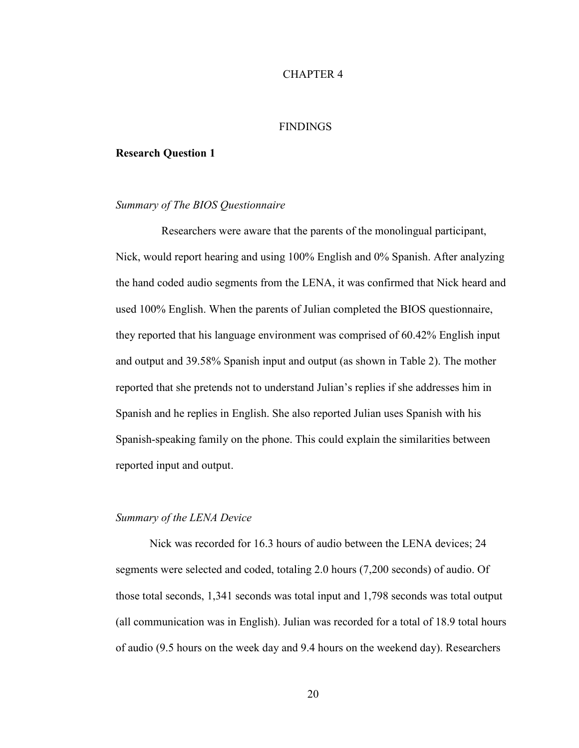# CHAPTER 4

# FINDINGS

## Research Question 1

### *Summary of The BIOS Questionnaire*

Researchers were aware that the parents of the monolingual participant, Nick, would report hearing and using 100% English and 0% Spanish. After analyzing the hand coded audio segments from the LENA, it was confirmed that Nick heard and used 100% English. When the parents of Julian completed the BIOS questionnaire, they reported that his language environment was comprised of 60.42% English input and output and 39.58% Spanish input and output (as shown in Table 2). The mother reported that she pretends not to understand Julian's replies if she addresses him in Spanish and he replies in English. She also reported Julian uses Spanish with his Spanish-speaking family on the phone. This could explain the similarities between reported input and output.

### *Summary of the LENA Device*

Nick was recorded for 16.3 hours of audio between the LENA devices; 24 segments were selected and coded, totaling 2.0 hours (7,200 seconds) of audio. Of those total seconds, 1,341 seconds was total input and 1,798 seconds was total output (all communication was in English). Julian was recorded for a total of 18.9 total hours of audio (9.5 hours on the week day and 9.4 hours on the weekend day). Researchers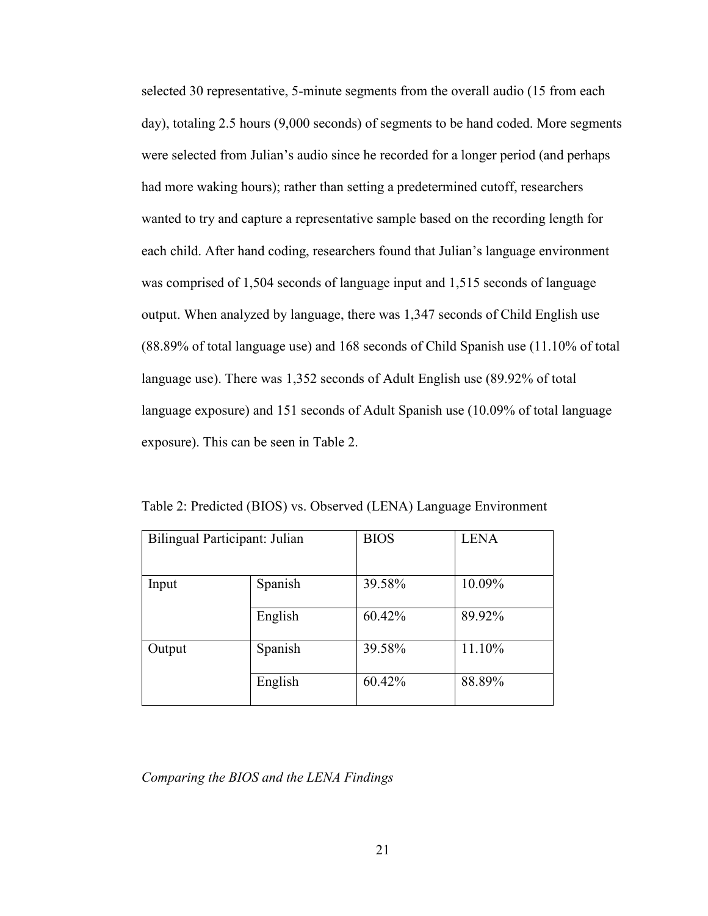selected 30 representative, 5-minute segments from the overall audio (15 from each day), totaling 2.5 hours (9,000 seconds) of segments to be hand coded. More segments were selected from Julian's audio since he recorded for a longer period (and perhaps had more waking hours); rather than setting a predetermined cutoff, researchers wanted to try and capture a representative sample based on the recording length for each child. After hand coding, researchers found that Julian's language environment was comprised of 1,504 seconds of language input and 1,515 seconds of language output. When analyzed by language, there was 1,347 seconds of Child English use (88.89% of total language use) and 168 seconds of Child Spanish use (11.10% of total language use). There was 1,352 seconds of Adult English use (89.92% of total language exposure) and 151 seconds of Adult Spanish use (10.09% of total language exposure). This can be seen in Table 2.

Table 2: Predicted (BIOS) vs. Observed (LENA) Language Environment

| Bilingual Participant: Julian | | BIOS | LENA |
|---|---|---|---|
| Input | Spanish | 39.58% | 10.09% |
| | English | 60.42% | 89.92% |
| Output | Spanish | 39.58% | 11.10% |
| | English | 60.42% | 88.89% |

*Comparing the BIOS and the LENA Findings*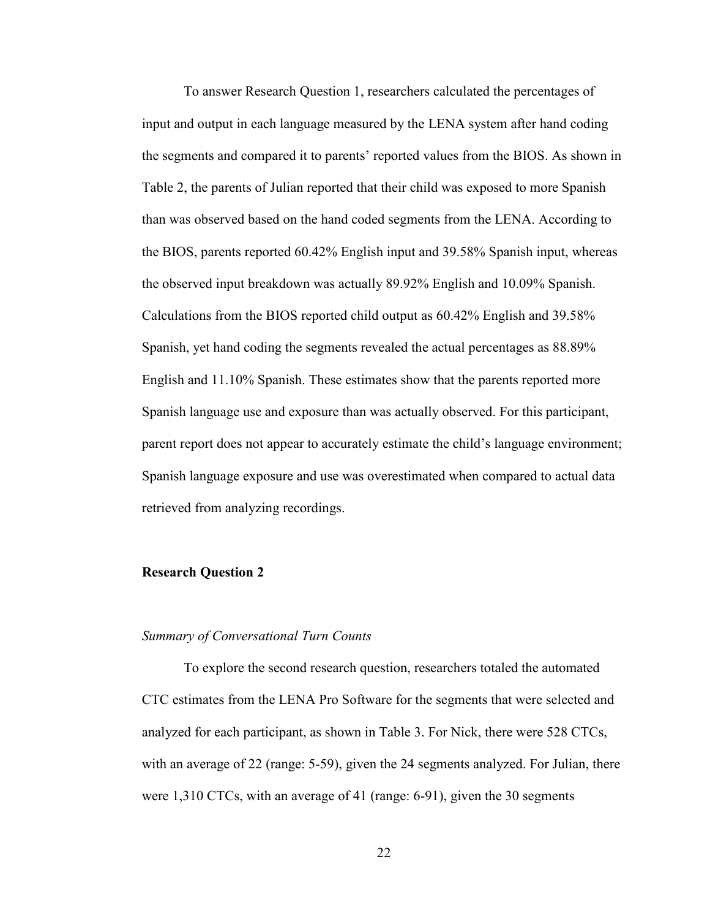To answer Research Question 1, researchers calculated the percentages of input and output in each language measured by the LENA system after hand coding the segments and compared it to parents' reported values from the BIOS. As shown in Table 2, the parents of Julian reported that their child was exposed to more Spanish than was observed based on the hand coded segments from the LENA. According to the BIOS, parents reported 60.42% English input and 39.58% Spanish input, whereas the observed input breakdown was actually 89.92% English and 10.09% Spanish. Calculations from the BIOS reported child output as 60.42% English and 39.58% Spanish, yet hand coding the segments revealed the actual percentages as 88.89% English and 11.10% Spanish. These estimates show that the parents reported more Spanish language use and exposure than was actually observed. For this participant, parent report does not appear to accurately estimate the child's language environment; Spanish language exposure and use was overestimated when compared to actual data retrieved from analyzing recordings.

### Research Question 2

#### *Summary of Conversational Turn Counts*

To explore the second research question, researchers totaled the automated CTC estimates from the LENA Pro Software for the segments that were selected and analyzed for each participant, as shown in Table 3. For Nick, there were 528 CTCs, with an average of 22 (range: 5-59), given the 24 segments analyzed. For Julian, there were 1,310 CTCs, with an average of 41 (range: 6-91), given the 30 segments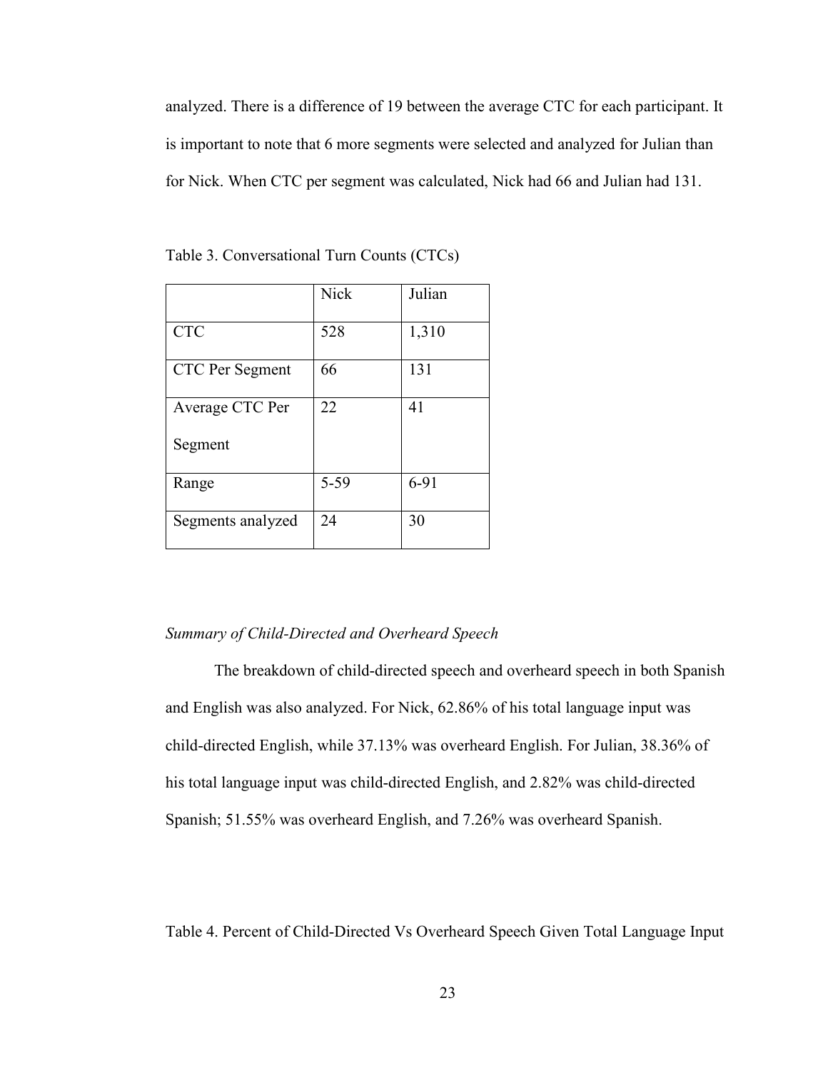analyzed. There is a difference of 19 between the average CTC for each participant. It is important to note that 6 more segments were selected and analyzed for Julian than for Nick. When CTC per segment was calculated, Nick had 66 and Julian had 131.

Table 3. Conversational Turn Counts (CTCs)

| | Nick | Julian |
|---|---|---|
| CTC | 528 | 1,310 |
| CTC Per Segment | 66 | 131 |
| Average CTC Per Segment | 22 | 41 |
| Range | 5-59 | 6-91 |
| Segments analyzed | 24 | 30 |

*Summary of Child-Directed and Overheard Speech*

The breakdown of child-directed speech and overheard speech in both Spanish and English was also analyzed. For Nick, 62.86% of his total language input was child-directed English, while 37.13% was overheard English. For Julian, 38.36% of his total language input was child-directed English, and 2.82% was child-directed Spanish; 51.55% was overheard English, and 7.26% was overheard Spanish.

Table 4. Percent of Child-Directed Vs Overheard Speech Given Total Language Input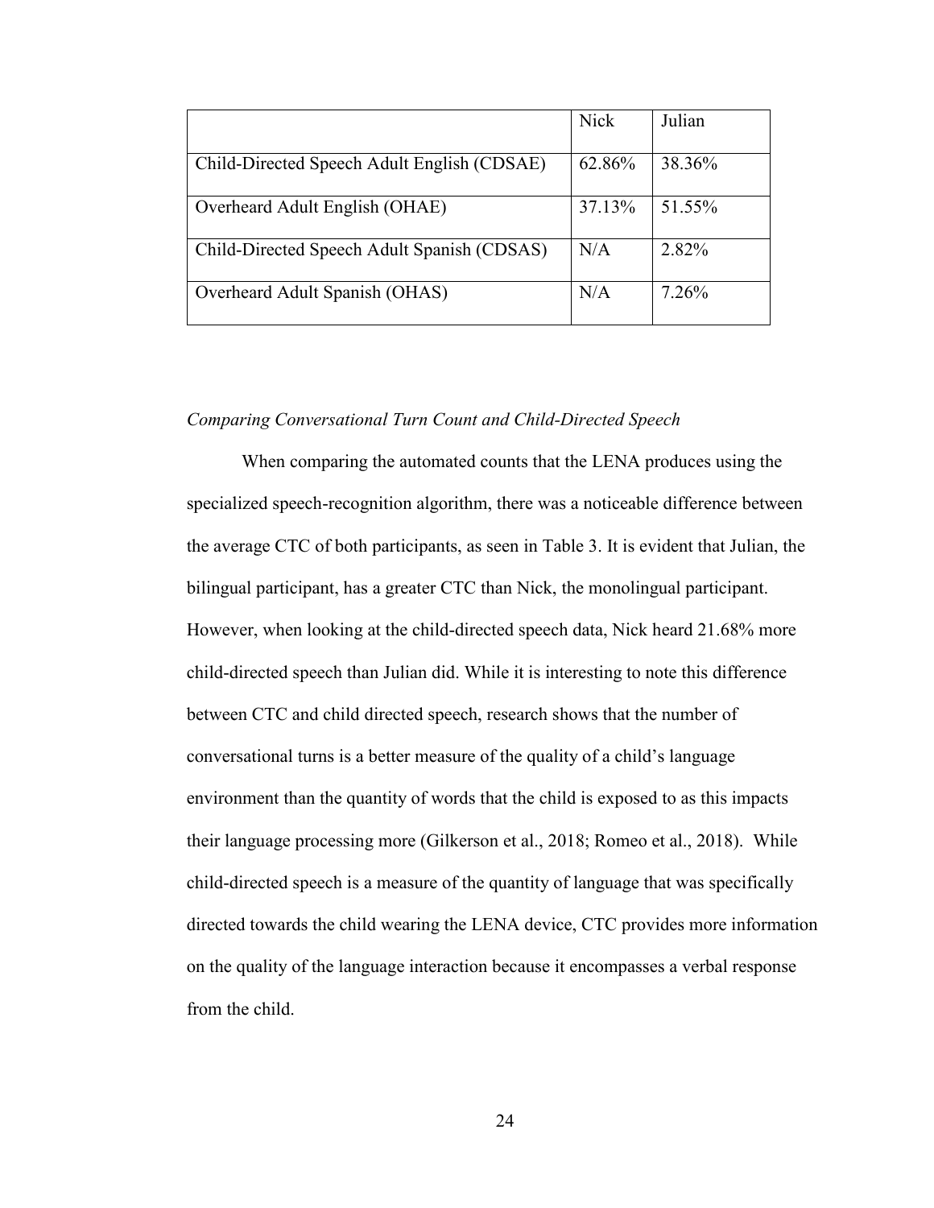| | Nick | Julian |
|---|---|---|
| Child-Directed Speech Adult English (CDSAE) | 62.86% | 38.36% |
| Overheard Adult English (OHAE) | 37.13% | 51.55% |
| Child-Directed Speech Adult Spanish (CDSAS) | N/A | 2.82% |
| Overheard Adult Spanish (OHAS) | N/A | 7.26% |

*Comparing Conversational Turn Count and Child-Directed Speech*

When comparing the automated counts that the LENA produces using the specialized speech-recognition algorithm, there was a noticeable difference between the average CTC of both participants, as seen in Table 3. It is evident that Julian, the bilingual participant, has a greater CTC than Nick, the monolingual participant. However, when looking at the child-directed speech data, Nick heard 21.68% more child-directed speech than Julian did. While it is interesting to note this difference between CTC and child directed speech, research shows that the number of conversational turns is a better measure of the quality of a child's language environment than the quantity of words that the child is exposed to as this impacts their language processing more (Gilkerson et al., 2018; Romeo et al., 2018). While child-directed speech is a measure of the quantity of language that was specifically directed towards the child wearing the LENA device, CTC provides more information on the quality of the language interaction because it encompasses a verbal response from the child.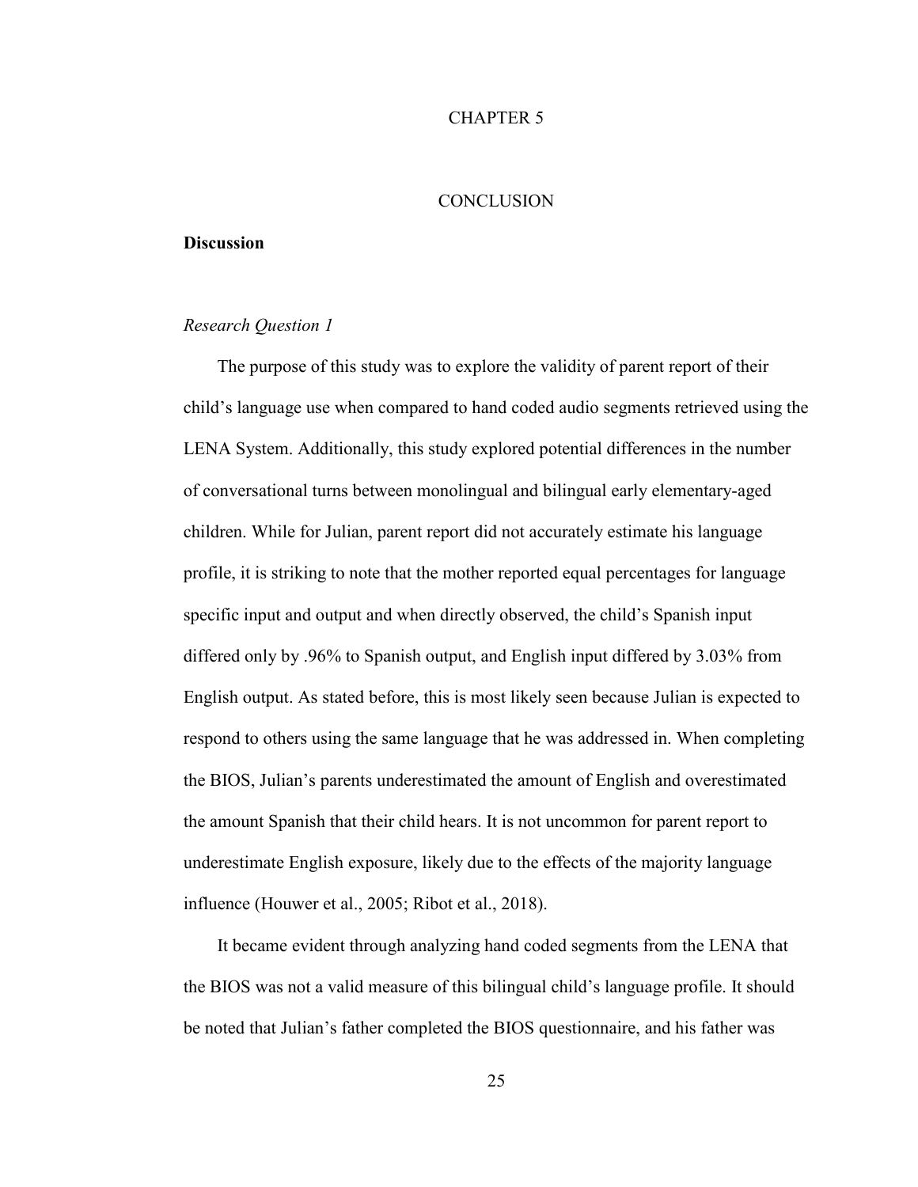# CHAPTER 5

# CONCLUSION

## Discussion

### *Research Question 1*

The purpose of this study was to explore the validity of parent report of their child's language use when compared to hand coded audio segments retrieved using the LENA System. Additionally, this study explored potential differences in the number of conversational turns between monolingual and bilingual early elementary-aged children. While for Julian, parent report did not accurately estimate his language profile, it is striking to note that the mother reported equal percentages for language specific input and output and when directly observed, the child's Spanish input differed only by .96% to Spanish output, and English input differed by 3.03% from English output. As stated before, this is most likely seen because Julian is expected to respond to others using the same language that he was addressed in. When completing the BIOS, Julian's parents underestimated the amount of English and overestimated the amount Spanish that their child hears. It is not uncommon for parent report to underestimate English exposure, likely due to the effects of the majority language influence (Houwer et al., 2005; Ribot et al., 2018).

It became evident through analyzing hand coded segments from the LENA that the BIOS was not a valid measure of this bilingual child's language profile. It should be noted that Julian's father completed the BIOS questionnaire, and his father was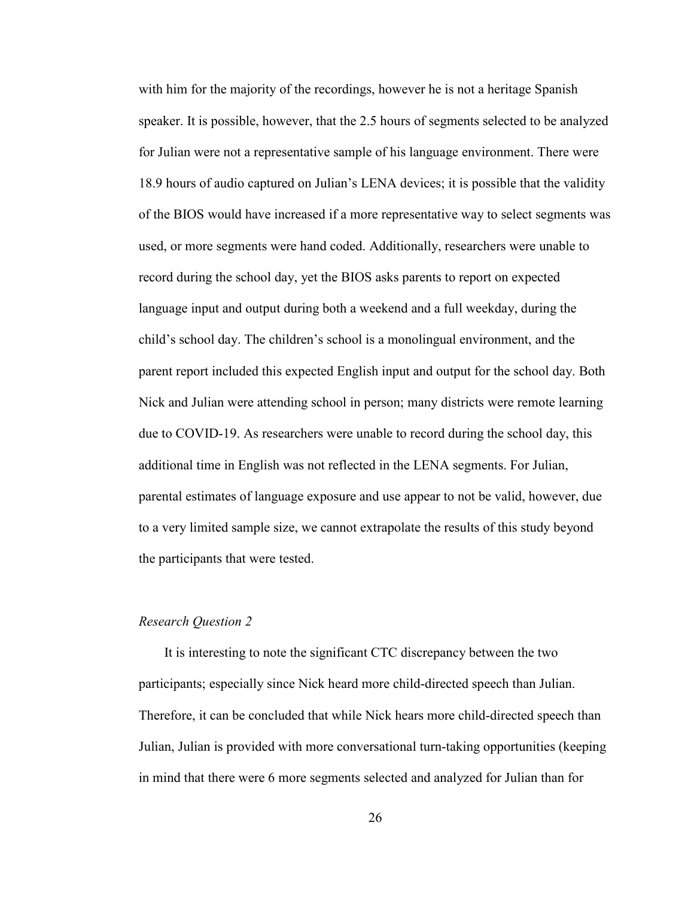with him for the majority of the recordings, however he is not a heritage Spanish speaker. It is possible, however, that the 2.5 hours of segments selected to be analyzed for Julian were not a representative sample of his language environment. There were 18.9 hours of audio captured on Julian's LENA devices; it is possible that the validity of the BIOS would have increased if a more representative way to select segments was used, or more segments were hand coded. Additionally, researchers were unable to record during the school day, yet the BIOS asks parents to report on expected language input and output during both a weekend and a full weekday, during the child's school day. The children's school is a monolingual environment, and the parent report included this expected English input and output for the school day. Both Nick and Julian were attending school in person; many districts were remote learning due to COVID-19. As researchers were unable to record during the school day, this additional time in English was not reflected in the LENA segments. For Julian, parental estimates of language exposure and use appear to not be valid, however, due to a very limited sample size, we cannot extrapolate the results of this study beyond the participants that were tested.

### *Research Question 2*

It is interesting to note the significant CTC discrepancy between the two participants; especially since Nick heard more child-directed speech than Julian. Therefore, it can be concluded that while Nick hears more child-directed speech than Julian, Julian is provided with more conversational turn-taking opportunities (keeping in mind that there were 6 more segments selected and analyzed for Julian than for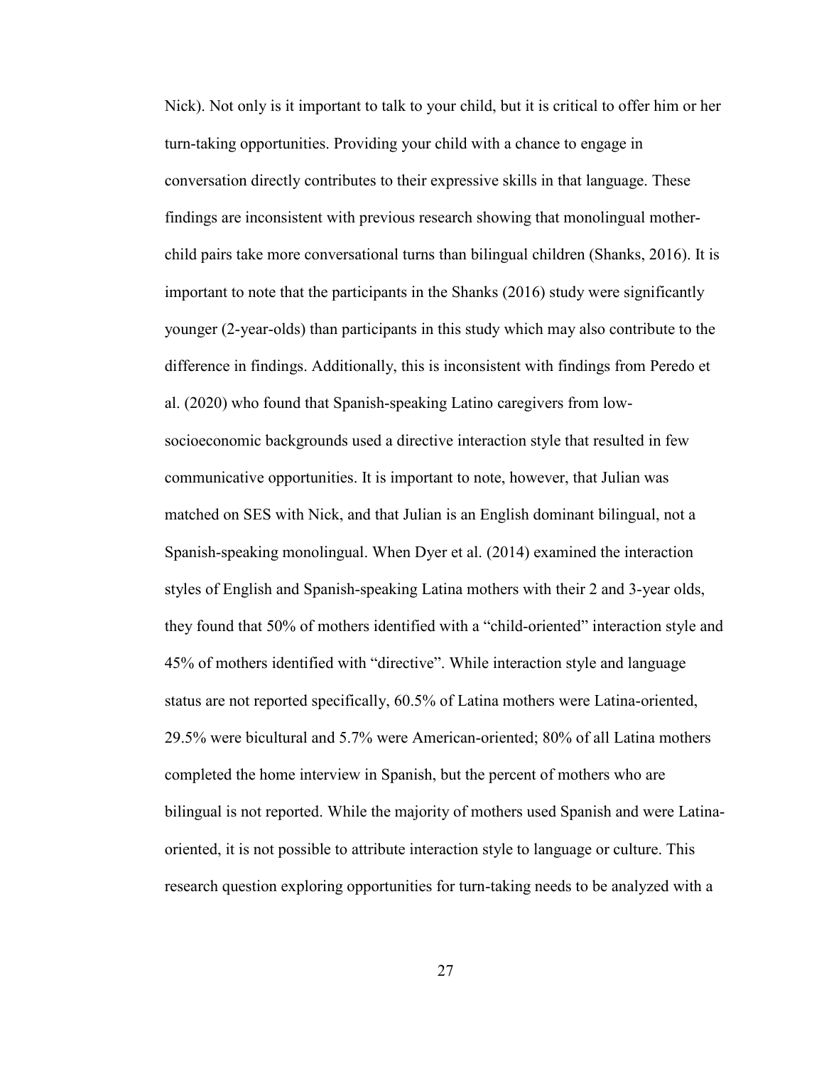Nick). Not only is it important to talk to your child, but it is critical to offer him or her turn-taking opportunities. Providing your child with a chance to engage in conversation directly contributes to their expressive skills in that language. These findings are inconsistent with previous research showing that monolingual mother-child pairs take more conversational turns than bilingual children (Shanks, 2016). It is important to note that the participants in the Shanks (2016) study were significantly younger (2-year-olds) than participants in this study which may also contribute to the difference in findings. Additionally, this is inconsistent with findings from Peredo et al. (2020) who found that Spanish-speaking Latino caregivers from low-socioeconomic backgrounds used a directive interaction style that resulted in few communicative opportunities. It is important to note, however, that Julian was matched on SES with Nick, and that Julian is an English dominant bilingual, not a Spanish-speaking monolingual. When Dyer et al. (2014) examined the interaction styles of English and Spanish-speaking Latina mothers with their 2 and 3-year olds, they found that 50% of mothers identified with a "child-oriented" interaction style and 45% of mothers identified with "directive". While interaction style and language status are not reported specifically, 60.5% of Latina mothers were Latina-oriented, 29.5% were bicultural and 5.7% were American-oriented; 80% of all Latina mothers completed the home interview in Spanish, but the percent of mothers who are bilingual is not reported. While the majority of mothers used Spanish and were Latina-oriented, it is not possible to attribute interaction style to language or culture. This research question exploring opportunities for turn-taking needs to be analyzed with a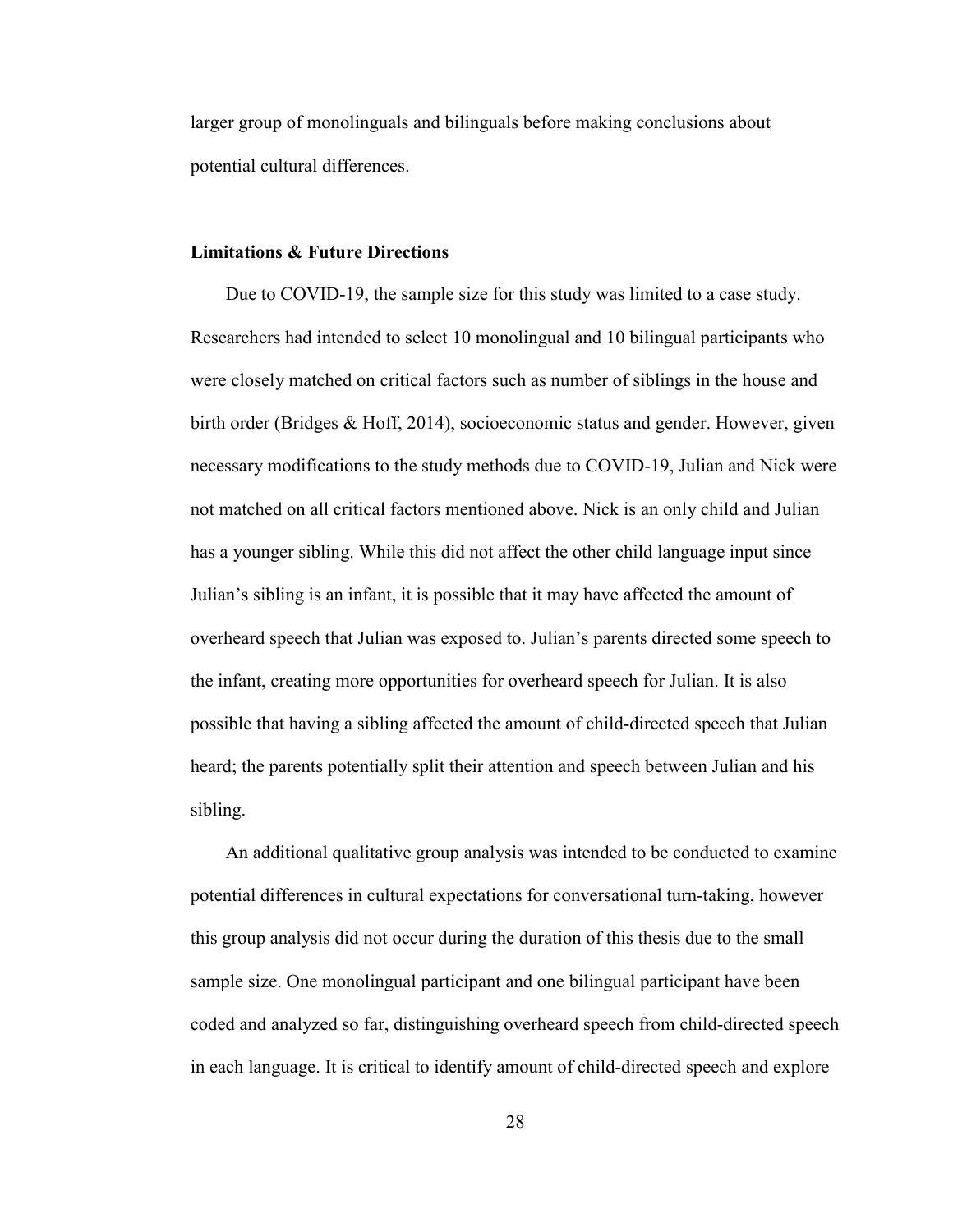larger group of monolinguals and bilinguals before making conclusions about potential cultural differences.

**Limitations & Future Directions**

Due to COVID-19, the sample size for this study was limited to a case study. Researchers had intended to select 10 monolingual and 10 bilingual participants who were closely matched on critical factors such as number of siblings in the house and birth order (Bridges & Hoff, 2014), socioeconomic status and gender. However, given necessary modifications to the study methods due to COVID-19, Julian and Nick were not matched on all critical factors mentioned above. Nick is an only child and Julian has a younger sibling. While this did not affect the other child language input since Julian's sibling is an infant, it is possible that it may have affected the amount of overheard speech that Julian was exposed to. Julian's parents directed some speech to the infant, creating more opportunities for overheard speech for Julian. It is also possible that having a sibling affected the amount of child-directed speech that Julian heard; the parents potentially split their attention and speech between Julian and his sibling.

An additional qualitative group analysis was intended to be conducted to examine potential differences in cultural expectations for conversational turn-taking, however this group analysis did not occur during the duration of this thesis due to the small sample size. One monolingual participant and one bilingual participant have been coded and analyzed so far, distinguishing overheard speech from child-directed speech in each language. It is critical to identify amount of child-directed speech and explore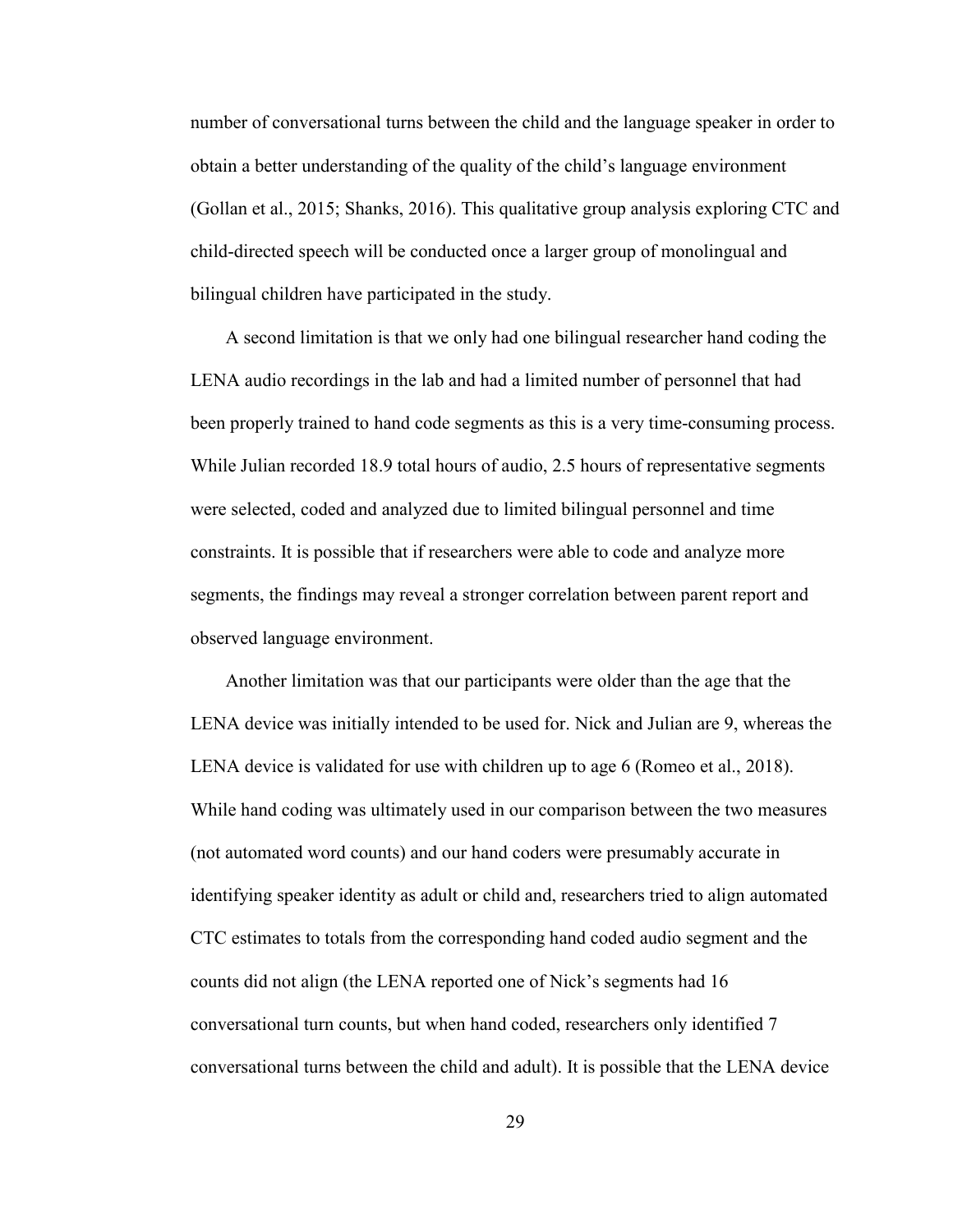number of conversational turns between the child and the language speaker in order to obtain a better understanding of the quality of the child's language environment (Gollan et al., 2015; Shanks, 2016). This qualitative group analysis exploring CTC and child-directed speech will be conducted once a larger group of monolingual and bilingual children have participated in the study.

A second limitation is that we only had one bilingual researcher hand coding the LENA audio recordings in the lab and had a limited number of personnel that had been properly trained to hand code segments as this is a very time-consuming process. While Julian recorded 18.9 total hours of audio, 2.5 hours of representative segments were selected, coded and analyzed due to limited bilingual personnel and time constraints. It is possible that if researchers were able to code and analyze more segments, the findings may reveal a stronger correlation between parent report and observed language environment.

Another limitation was that our participants were older than the age that the LENA device was initially intended to be used for. Nick and Julian are 9, whereas the LENA device is validated for use with children up to age 6 (Romeo et al., 2018). While hand coding was ultimately used in our comparison between the two measures (not automated word counts) and our hand coders were presumably accurate in identifying speaker identity as adult or child and, researchers tried to align automated CTC estimates to totals from the corresponding hand coded audio segment and the counts did not align (the LENA reported one of Nick's segments had 16 conversational turn counts, but when hand coded, researchers only identified 7 conversational turns between the child and adult). It is possible that the LENA device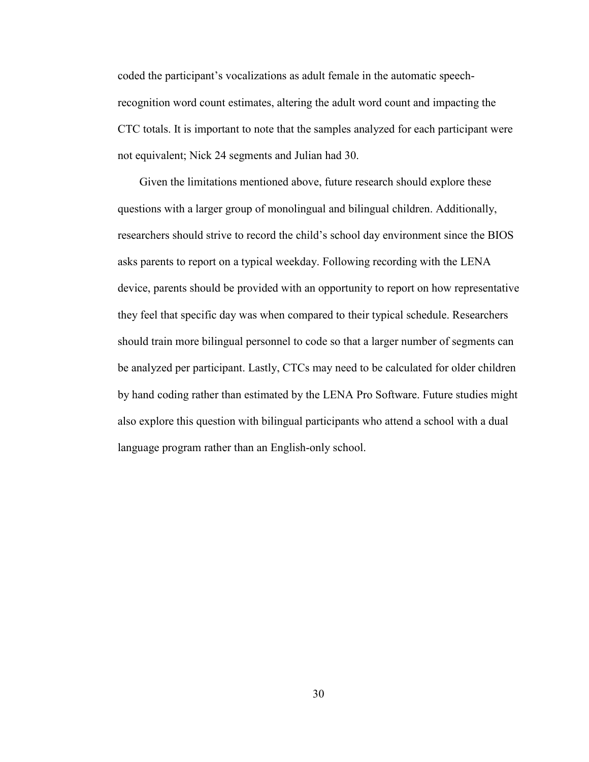coded the participant's vocalizations as adult female in the automatic speech-recognition word count estimates, altering the adult word count and impacting the CTC totals. It is important to note that the samples analyzed for each participant were not equivalent; Nick 24 segments and Julian had 30.

Given the limitations mentioned above, future research should explore these questions with a larger group of monolingual and bilingual children. Additionally, researchers should strive to record the child's school day environment since the BIOS asks parents to report on a typical weekday. Following recording with the LENA device, parents should be provided with an opportunity to report on how representative they feel that specific day was when compared to their typical schedule. Researchers should train more bilingual personnel to code so that a larger number of segments can be analyzed per participant. Lastly, CTCs may need to be calculated for older children by hand coding rather than estimated by the LENA Pro Software. Future studies might also explore this question with bilingual participants who attend a school with a dual language program rather than an English-only school.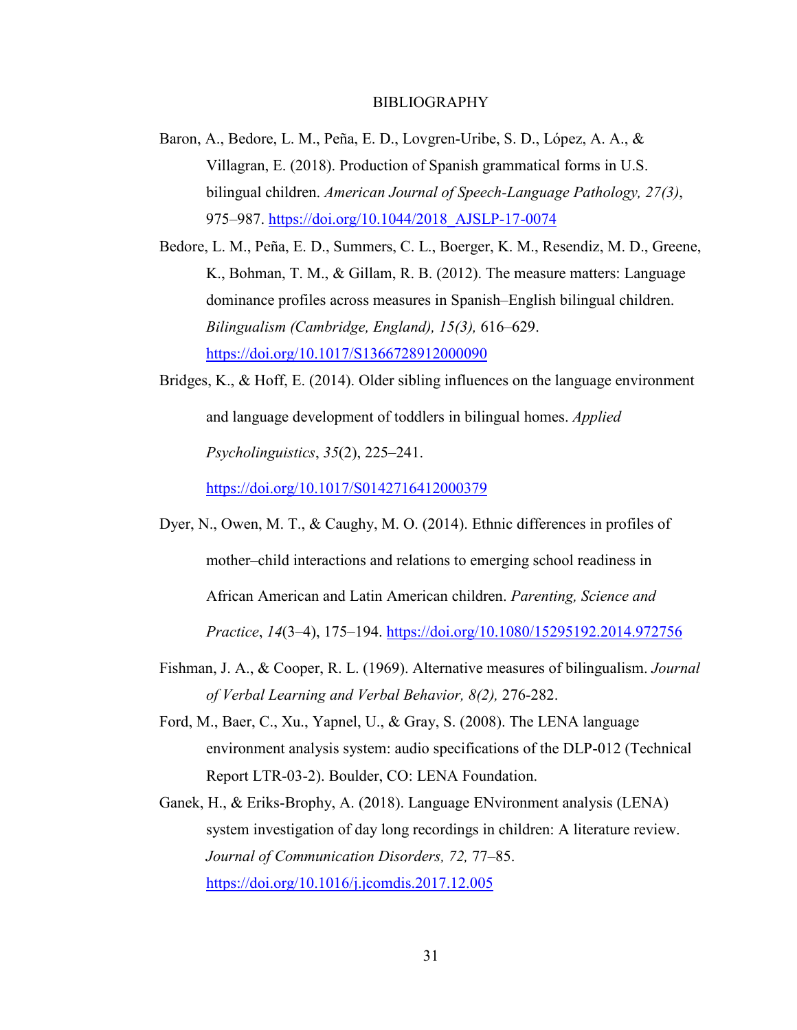# BIBLIOGRAPHY

Baron, A., Bedore, L. M., Peña, E. D., Lovgren-Uribe, S. D., López, A. A., & Villagran, E. (2018). Production of Spanish grammatical forms in U.S. bilingual children. *American Journal of Speech-Language Pathology, 27(3)*, 975–987. https://doi.org/10.1044/2018_AJSLP-17-0074

Bedore, L. M., Peña, E. D., Summers, C. L., Boerger, K. M., Resendiz, M. D., Greene, K., Bohman, T. M., & Gillam, R. B. (2012). The measure matters: Language dominance profiles across measures in Spanish–English bilingual children. *Bilingualism (Cambridge, England), 15(3),* 616–629. https://doi.org/10.1017/S1366728912000090

Bridges, K., & Hoff, E. (2014). Older sibling influences on the language environment and language development of toddlers in bilingual homes. *Applied Psycholinguistics*, *35*(2), 225–241. https://doi.org/10.1017/S0142716412000379

Dyer, N., Owen, M. T., & Caughy, M. O. (2014). Ethnic differences in profiles of mother–child interactions and relations to emerging school readiness in African American and Latin American children. *Parenting, Science and Practice*, *14*(3–4), 175–194. https://doi.org/10.1080/15295192.2014.972756

Fishman, J. A., & Cooper, R. L. (1969). Alternative measures of bilingualism. *Journal of Verbal Learning and Verbal Behavior, 8(2),* 276-282.

Ford, M., Baer, C., Xu., Yapnel, U., & Gray, S. (2008). The LENA language environment analysis system: audio specifications of the DLP-012 (Technical Report LTR-03-2). Boulder, CO: LENA Foundation.

Ganek, H., & Eriks-Brophy, A. (2018). Language ENvironment analysis (LENA) system investigation of day long recordings in children: A literature review. *Journal of Communication Disorders, 72,* 77–85. https://doi.org/10.1016/j.jcomdis.2017.12.005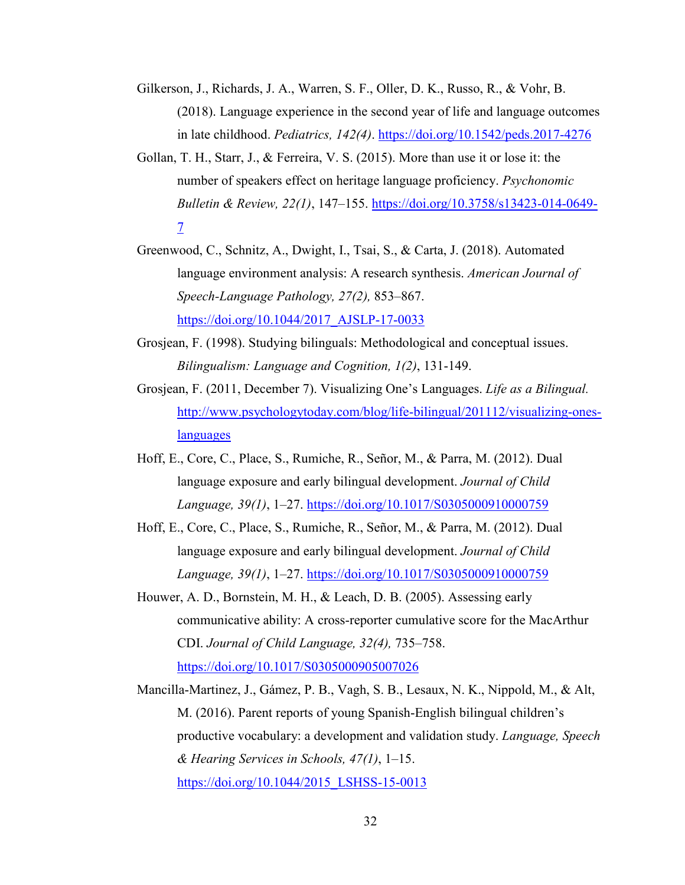Gilkerson, J., Richards, J. A., Warren, S. F., Oller, D. K., Russo, R., & Vohr, B. (2018). Language experience in the second year of life and language outcomes in late childhood. *Pediatrics, 142(4)*. https://doi.org/10.1542/peds.2017-4276

Gollan, T. H., Starr, J., & Ferreira, V. S. (2015). More than use it or lose it: the number of speakers effect on heritage language proficiency. *Psychonomic Bulletin & Review, 22(1)*, 147–155. https://doi.org/10.3758/s13423-014-0649-7

Greenwood, C., Schnitz, A., Dwight, I., Tsai, S., & Carta, J. (2018). Automated language environment analysis: A research synthesis. *American Journal of Speech-Language Pathology, 27(2),* 853–867. https://doi.org/10.1044/2017_AJSLP-17-0033

Grosjean, F. (1998). Studying bilinguals: Methodological and conceptual issues. *Bilingualism: Language and Cognition, 1(2)*, 131-149.

Grosjean, F. (2011, December 7). Visualizing One's Languages. *Life as a Bilingual.* http://www.psychologytoday.com/blog/life-bilingual/201112/visualizing-ones-languages

Hoff, E., Core, C., Place, S., Rumiche, R., Señor, M., & Parra, M. (2012). Dual language exposure and early bilingual development. *Journal of Child Language, 39(1)*, 1–27. https://doi.org/10.1017/S0305000910000759

Hoff, E., Core, C., Place, S., Rumiche, R., Señor, M., & Parra, M. (2012). Dual language exposure and early bilingual development. *Journal of Child Language, 39(1)*, 1–27. https://doi.org/10.1017/S0305000910000759

Houwer, A. D., Bornstein, M. H., & Leach, D. B. (2005). Assessing early communicative ability: A cross-reporter cumulative score for the MacArthur CDI. *Journal of Child Language, 32(4),* 735–758. https://doi.org/10.1017/S0305000905007026

Mancilla-Martinez, J., Gámez, P. B., Vagh, S. B., Lesaux, N. K., Nippold, M., & Alt, M. (2016). Parent reports of young Spanish-English bilingual children's productive vocabulary: a development and validation study. *Language, Speech & Hearing Services in Schools, 47(1)*, 1–15. https://doi.org/10.1044/2015_LSHSS-15-0013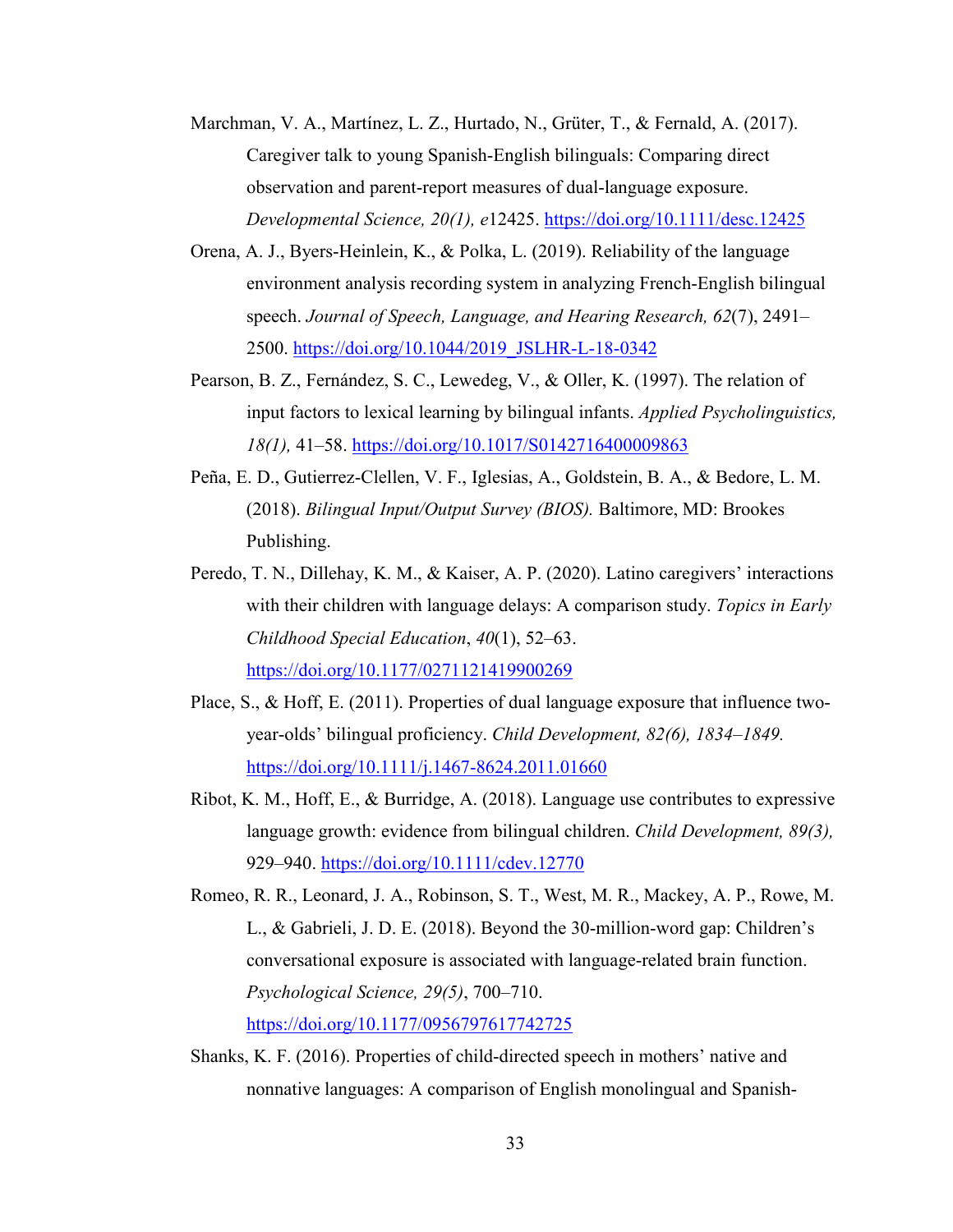Marchman, V. A., Martínez, L. Z., Hurtado, N., Grüter, T., & Fernald, A. (2017). Caregiver talk to young Spanish-English bilinguals: Comparing direct observation and parent-report measures of dual-language exposure. *Developmental Science, 20(1), e*12425. https://doi.org/10.1111/desc.12425

Orena, A. J., Byers-Heinlein, K., & Polka, L. (2019). Reliability of the language environment analysis recording system in analyzing French-English bilingual speech. *Journal of Speech, Language, and Hearing Research, 62*(7), 2491–2500. https://doi.org/10.1044/2019_JSLHR-L-18-0342

Pearson, B. Z., Fernández, S. C., Lewedeg, V., & Oller, K. (1997). The relation of input factors to lexical learning by bilingual infants. *Applied Psycholinguistics, 18(1),* 41–58. https://doi.org/10.1017/S0142716400009863

Peña, E. D., Gutierrez-Clellen, V. F., Iglesias, A., Goldstein, B. A., & Bedore, L. M. (2018). *Bilingual Input/Output Survey (BIOS).* Baltimore, MD: Brookes Publishing.

Peredo, T. N., Dillehay, K. M., & Kaiser, A. P. (2020). Latino caregivers' interactions with their children with language delays: A comparison study. *Topics in Early Childhood Special Education*, *40*(1), 52–63. https://doi.org/10.1177/0271121419900269

Place, S., & Hoff, E. (2011). Properties of dual language exposure that influence two-year-olds' bilingual proficiency. *Child Development, 82(6), 1834–1849.* https://doi.org/10.1111/j.1467-8624.2011.01660

Ribot, K. M., Hoff, E., & Burridge, A. (2018). Language use contributes to expressive language growth: evidence from bilingual children. *Child Development, 89(3),* 929–940. https://doi.org/10.1111/cdev.12770

Romeo, R. R., Leonard, J. A., Robinson, S. T., West, M. R., Mackey, A. P., Rowe, M. L., & Gabrieli, J. D. E. (2018). Beyond the 30-million-word gap: Children's conversational exposure is associated with language-related brain function. *Psychological Science, 29(5)*, 700–710. https://doi.org/10.1177/0956797617742725

Shanks, K. F. (2016). Properties of child-directed speech in mothers' native and nonnative languages: A comparison of English monolingual and Spanish-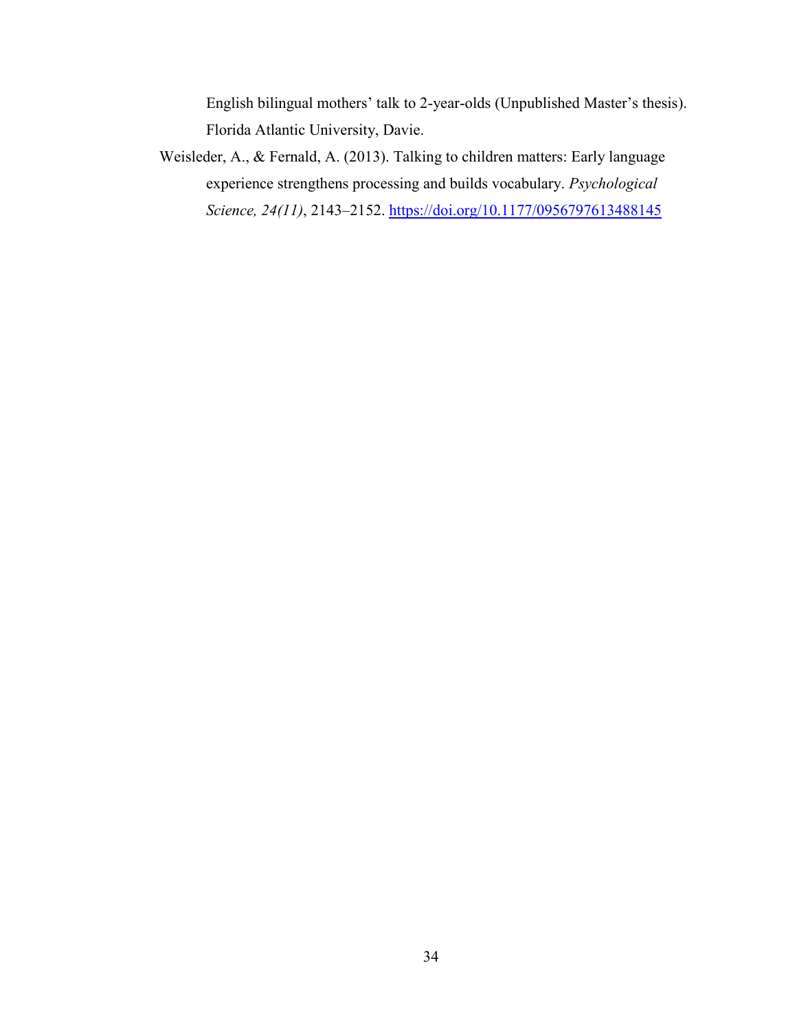English bilingual mothers' talk to 2-year-olds (Unpublished Master's thesis). Florida Atlantic University, Davie.

Weisleder, A., & Fernald, A. (2013). Talking to children matters: Early language experience strengthens processing and builds vocabulary. *Psychological Science, 24(11)*, 2143–2152. https://doi.org/10.1177/0956797613488145